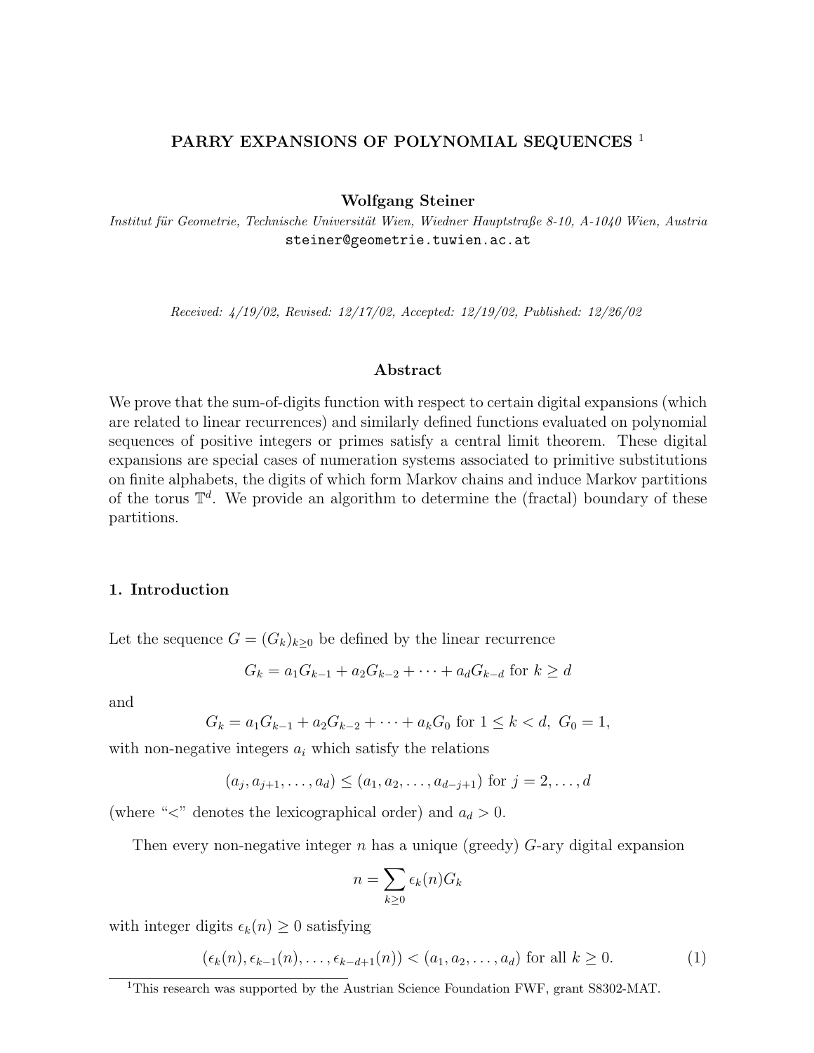# PARRY EXPANSIONS OF POLYNOMIAL SEQUENCES [1]

**Wolfgang Steiner**

*Institut für Geometrie, Technische Universität Wien, Wiedner Hauptstraße 8-10, A-1040 Wien, Austria*
steiner@geometrie.tuwien.ac.at

*Received: 4/19/02, Revised: 12/17/02, Accepted: 12/19/02, Published: 12/26/02*

### Abstract

We prove that the sum-of-digits function with respect to certain digital expansions (which are related to linear recurrences) and similarly defined functions evaluated on polynomial sequences of positive integers or primes satisfy a central limit theorem. These digital expansions are special cases of numeration systems associated to primitive substitutions on finite alphabets, the digits of which form Markov chains and induce Markov partitions of the torus $\mathbb{T}^d$. We provide an algorithm to determine the (fractal) boundary of these partitions.

## 1. Introduction

Let the sequence $G = (G_k)_{k \geq 0}$ be defined by the linear recurrence

$$G_k = a_1 G_{k-1} + a_2 G_{k-2} + \cdots + a_d G_{k-d} \text{ for } k \geq d$$

and

$$G_k = a_1 G_{k-1} + a_2 G_{k-2} + \cdots + a_k G_0 \text{ for } 1 \leq k < d,\ G_0 = 1,$$

with non-negative integers $a_i$ which satisfy the relations

$$(a_j, a_{j+1}, \ldots, a_d) \leq (a_1, a_2, \ldots, a_{d-j+1}) \text{ for } j = 2, \ldots, d$$

(where "$<$" denotes the lexicographical order) and $a_d > 0$.

Then every non-negative integer $n$ has a unique (greedy) $G$-ary digital expansion

$$n = \sum_{k \geq 0} \epsilon_k(n) G_k$$

with integer digits $\epsilon_k(n) \geq 0$ satisfying

$$(\epsilon_k(n), \epsilon_{k-1}(n), \ldots, \epsilon_{k-d+1}(n)) < (a_1, a_2, \ldots, a_d) \text{ for all } k \geq 0. \tag{1}$$

[1] This research was supported by the Austrian Science Foundation FWF, grant S8302-MAT.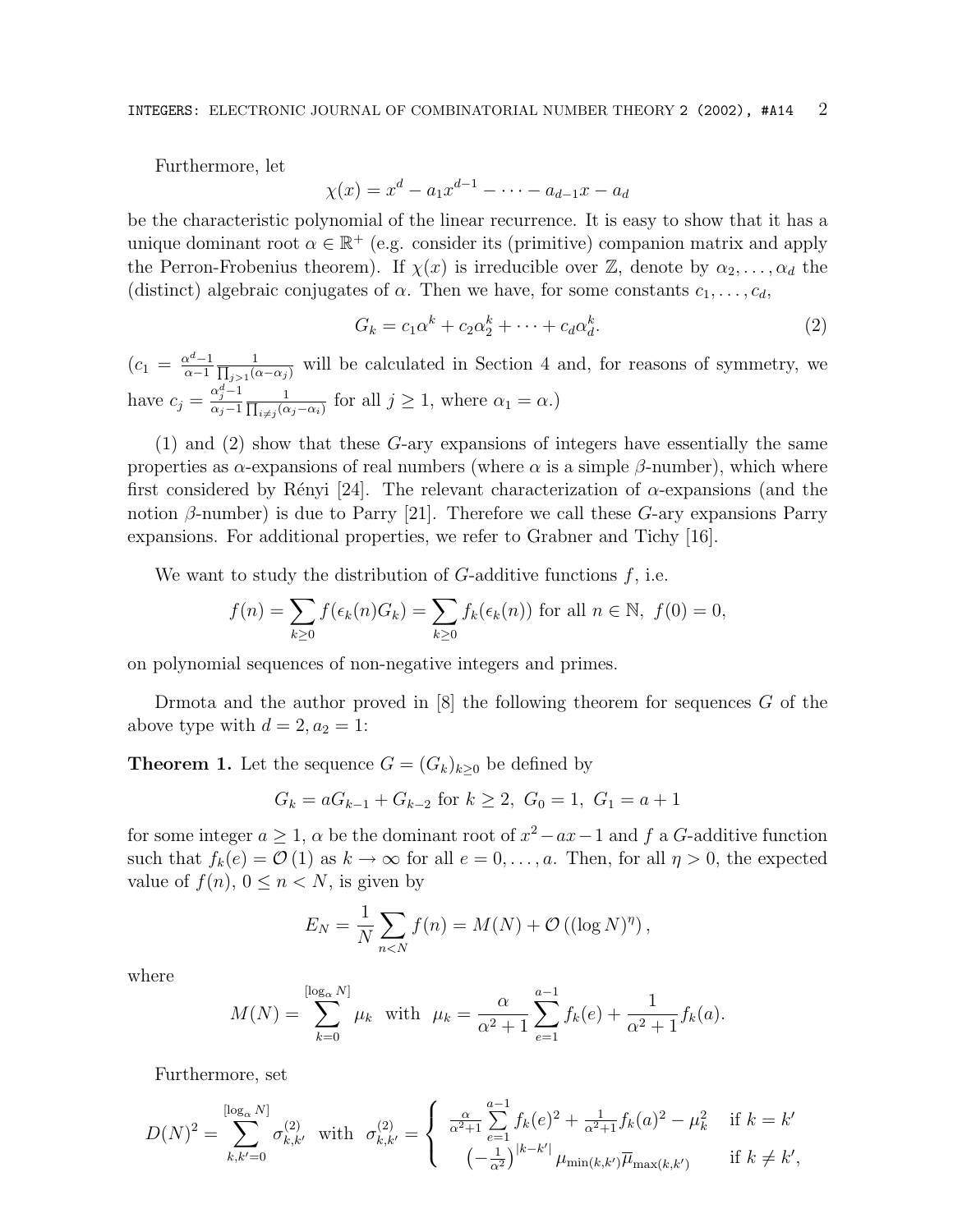Furthermore, let

$$\chi(x) = x^d - a_1 x^{d-1} - \cdots - a_{d-1}x - a_d$$

be the characteristic polynomial of the linear recurrence. It is easy to show that it has a unique dominant root $\alpha \in \mathbb{R}^+$ (e.g. consider its (primitive) companion matrix and apply the Perron-Frobenius theorem). If $\chi(x)$ is irreducible over $\mathbb{Z}$, denote by $\alpha_2, \ldots, \alpha_d$ the (distinct) algebraic conjugates of $\alpha$. Then we have, for some constants $c_1, \ldots, c_d$,

$$G_k = c_1\alpha^k + c_2\alpha_2^k + \cdots + c_d\alpha_d^k. \tag{2}$$

($c_1 = \frac{\alpha^d - 1}{\alpha - 1}\frac{1}{\prod_{j>1}(\alpha - \alpha_j)}$ will be calculated in Section 4 and, for reasons of symmetry, we have $c_j = \frac{\alpha_j^d - 1}{\alpha_j - 1}\frac{1}{\prod_{i \neq j}(\alpha_j - \alpha_i)}$ for all $j \geq 1$, where $\alpha_1 = \alpha$.)

(1) and (2) show that these $G$-ary expansions of integers have essentially the same properties as $\alpha$-expansions of real numbers (where $\alpha$ is a simple $\beta$-number), which where first considered by Rényi [24]. The relevant characterization of $\alpha$-expansions (and the notion $\beta$-number) is due to Parry [21]. Therefore we call these $G$-ary expansions Parry expansions. For additional properties, we refer to Grabner and Tichy [16].

We want to study the distribution of $G$-additive functions $f$, i.e.

$$f(n) = \sum_{k \geq 0} f(\epsilon_k(n)G_k) = \sum_{k \geq 0} f_k(\epsilon_k(n)) \text{ for all } n \in \mathbb{N},\ f(0) = 0,$$

on polynomial sequences of non-negative integers and primes.

Drmota and the author proved in [8] the following theorem for sequences $G$ of the above type with $d = 2, a_2 = 1$:

**Theorem 1.** Let the sequence $G = (G_k)_{k \geq 0}$ be defined by

$$G_k = aG_{k-1} + G_{k-2} \text{ for } k \geq 2,\ G_0 = 1,\ G_1 = a + 1$$

for some integer $a \geq 1$, $\alpha$ be the dominant root of $x^2 - ax - 1$ and $f$ a $G$-additive function such that $f_k(e) = \mathcal{O}(1)$ as $k \to \infty$ for all $e = 0, \ldots, a$. Then, for all $\eta > 0$, the expected value of $f(n)$, $0 \leq n < N$, is given by

$$E_N = \frac{1}{N}\sum_{n<N} f(n) = M(N) + \mathcal{O}\left((\log N)^\eta\right),$$

where

$$M(N) = \sum_{k=0}^{[\log_\alpha N]} \mu_k \quad \text{with} \quad \mu_k = \frac{\alpha}{\alpha^2 + 1}\sum_{e=1}^{a-1} f_k(e) + \frac{1}{\alpha^2 + 1} f_k(a).$$

Furthermore, set

$$D(N)^2 = \sum_{k,k'=0}^{[\log_\alpha N]} \sigma_{k,k'}^{(2)} \quad \text{with} \quad \sigma_{k,k'}^{(2)} = \begin{cases} \frac{\alpha}{\alpha^2+1}\sum\limits_{e=1}^{a-1} f_k(e)^2 + \frac{1}{\alpha^2+1} f_k(a)^2 - \mu_k^2 & \text{if } k = k' \\ \left(-\frac{1}{\alpha^2}\right)^{|k-k'|} \mu_{\min(k,k')}\overline{\mu}_{\max(k,k')} & \text{if } k \neq k', \end{cases}$$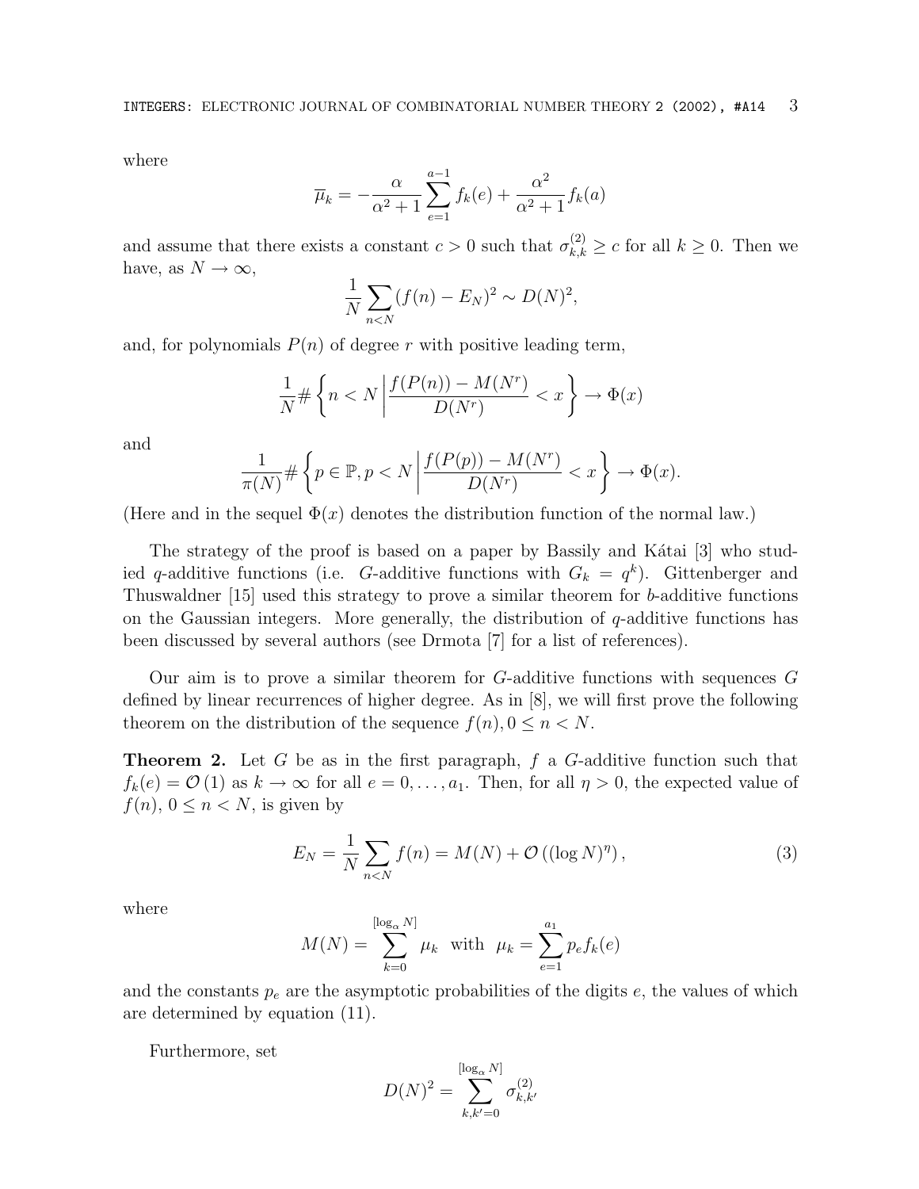where

$$\overline{\mu}_k = -\frac{\alpha}{\alpha^2+1}\sum_{e=1}^{a-1} f_k(e) + \frac{\alpha^2}{\alpha^2+1} f_k(a)$$

and assume that there exists a constant $c > 0$ such that $\sigma_{k,k}^{(2)} \geq c$ for all $k \geq 0$. Then we have, as $N \to \infty$,

$$\frac{1}{N}\sum_{n<N} (f(n) - E_N)^2 \sim D(N)^2,$$

and, for polynomials $P(n)$ of degree $r$ with positive leading term,

$$\frac{1}{N}\#\left\{ n < N \,\middle|\, \frac{f(P(n)) - M(N^r)}{D(N^r)} < x \right\} \to \Phi(x)$$

and

$$\frac{1}{\pi(N)}\#\left\{ p \in \mathbb{P}, p < N \,\middle|\, \frac{f(P(p)) - M(N^r)}{D(N^r)} < x \right\} \to \Phi(x).$$

(Here and in the sequel $\Phi(x)$ denotes the distribution function of the normal law.)

The strategy of the proof is based on a paper by Bassily and Kátai [3] who studied $q$-additive functions (i.e. $G$-additive functions with $G_k = q^k$). Gittenberger and Thuswaldner [15] used this strategy to prove a similar theorem for $b$-additive functions on the Gaussian integers. More generally, the distribution of $q$-additive functions has been discussed by several authors (see Drmota [7] for a list of references).

Our aim is to prove a similar theorem for $G$-additive functions with sequences $G$ defined by linear recurrences of higher degree. As in [8], we will first prove the following theorem on the distribution of the sequence $f(n), 0 \leq n < N$.

**Theorem 2.** Let $G$ be as in the first paragraph, $f$ a $G$-additive function such that $f_k(e) = \mathcal{O}(1)$ as $k \to \infty$ for all $e = 0, \ldots, a_1$. Then, for all $\eta > 0$, the expected value of $f(n)$, $0 \leq n < N$, is given by

$$E_N = \frac{1}{N}\sum_{n<N} f(n) = M(N) + \mathcal{O}\left((\log N)^{\eta}\right), \tag{3}$$

where

$$M(N) = \sum_{k=0}^{[\log_\alpha N]} \mu_k \quad \text{with} \quad \mu_k = \sum_{e=1}^{a_1} p_e f_k(e)$$

and the constants $p_e$ are the asymptotic probabilities of the digits $e$, the values of which are determined by equation (11).

Furthermore, set

$$D(N)^2 = \sum_{k,k'=0}^{[\log_\alpha N]} \sigma_{k,k'}^{(2)}$$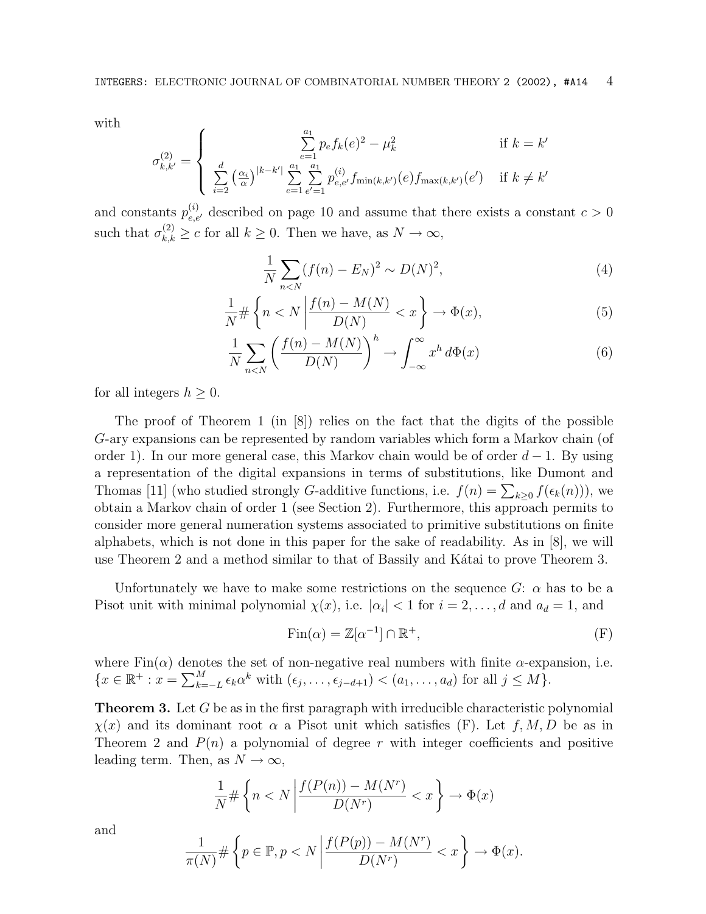with

$$
\sigma^{(2)}_{k,k'} = \begin{cases} \sum_{e=1}^{a_1} p_e f_k(e)^2 - \mu_k^2 & \text{if } k = k' \\ \sum_{i=2}^{d} \left(\frac{\alpha_i}{\alpha}\right)^{|k-k'|} \sum_{e=1}^{a_1} \sum_{e'=1}^{a_1} p^{(i)}_{e,e'} f_{\min(k,k')}(e) f_{\max(k,k')}(e') & \text{if } k \neq k' \end{cases}
$$

and constants $p^{(i)}_{e,e'}$ described on page 10 and assume that there exists a constant $c > 0$ such that $\sigma^{(2)}_{k,k} \geq c$ for all $k \geq 0$. Then we have, as $N \to \infty$,

$$
\frac{1}{N} \sum_{n<N} (f(n) - E_N)^2 \sim D(N)^2, \tag{4}
$$

$$
\frac{1}{N} \# \left\{ n < N \,\middle|\, \frac{f(n) - M(N)}{D(N)} < x \right\} \to \Phi(x), \tag{5}
$$

$$
\frac{1}{N} \sum_{n<N} \left( \frac{f(n) - M(N)}{D(N)} \right)^h \to \int_{-\infty}^{\infty} x^h \, d\Phi(x) \tag{6}
$$

for all integers $h \geq 0$.

The proof of Theorem 1 (in [8]) relies on the fact that the digits of the possible $G$-ary expansions can be represented by random variables which form a Markov chain (of order 1). In our more general case, this Markov chain would be of order $d-1$. By using a representation of the digital expansions in terms of substitutions, like Dumont and Thomas [11] (who studied strongly $G$-additive functions, i.e. $f(n) = \sum_{k \geq 0} f(\epsilon_k(n))$), we obtain a Markov chain of order 1 (see Section 2). Furthermore, this approach permits to consider more general numeration systems associated to primitive substitutions on finite alphabets, which is not done in this paper for the sake of readability. As in [8], we will use Theorem 2 and a method similar to that of Bassily and Kátai to prove Theorem 3.

Unfortunately we have to make some restrictions on the sequence $G$: $\alpha$ has to be a Pisot unit with minimal polynomial $\chi(x)$, i.e. $|\alpha_i| < 1$ for $i = 2, \dots, d$ and $a_d = 1$, and

$$
\mathrm{Fin}(\alpha) = \mathbb{Z}[\alpha^{-1}] \cap \mathbb{R}^+, \tag{F}
$$

where $\mathrm{Fin}(\alpha)$ denotes the set of non-negative real numbers with finite $\alpha$-expansion, i.e. $\{x \in \mathbb{R}^+ : x = \sum_{k=-L}^{M} \epsilon_k \alpha^k \text{ with } (\epsilon_j, \dots, \epsilon_{j-d+1}) < (a_1, \dots, a_d) \text{ for all } j \leq M\}$.

**Theorem 3.** *Let $G$ be as in the first paragraph with irreducible characteristic polynomial $\chi(x)$ and its dominant root $\alpha$ a Pisot unit which satisfies (F). Let $f, M, D$ be as in Theorem 2 and $P(n)$ a polynomial of degree $r$ with integer coefficients and positive leading term. Then, as $N \to \infty$,*

$$
\frac{1}{N} \# \left\{ n < N \,\middle|\, \frac{f(P(n)) - M(N^r)}{D(N^r)} < x \right\} \to \Phi(x)
$$

*and*

$$
\frac{1}{\pi(N)} \# \left\{ p \in \mathbb{P}, p < N \,\middle|\, \frac{f(P(p)) - M(N^r)}{D(N^r)} < x \right\} \to \Phi(x).
$$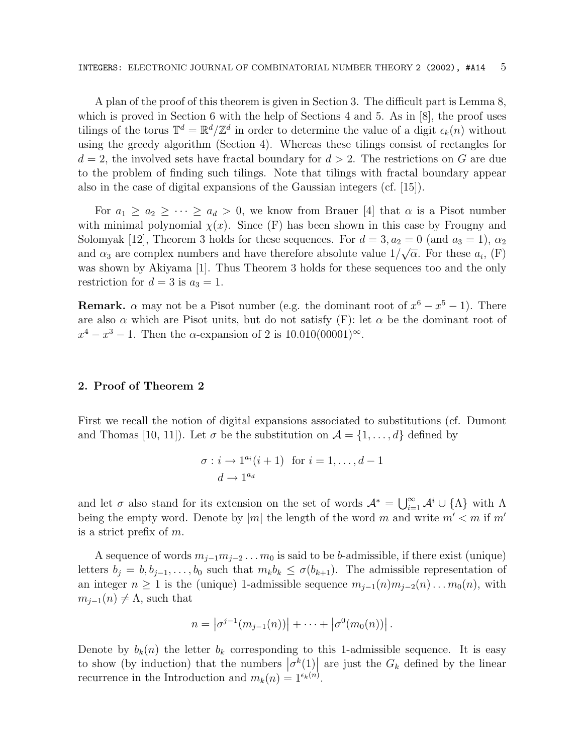A plan of the proof of this theorem is given in Section 3. The difficult part is Lemma 8, which is proved in Section 6 with the help of Sections 4 and 5. As in [8], the proof uses tilings of the torus $\mathbb{T}^d = \mathbb{R}^d/\mathbb{Z}^d$ in order to determine the value of a digit $\epsilon_k(n)$ without using the greedy algorithm (Section 4). Whereas these tilings consist of rectangles for $d = 2$, the involved sets have fractal boundary for $d > 2$. The restrictions on $G$ are due to the problem of finding such tilings. Note that tilings with fractal boundary appear also in the case of digital expansions of the Gaussian integers (cf. [15]).

For $a_1 \geq a_2 \geq \cdots \geq a_d > 0$, we know from Brauer [4] that $\alpha$ is a Pisot number with minimal polynomial $\chi(x)$. Since (F) has been shown in this case by Frougny and Solomyak [12], Theorem 3 holds for these sequences. For $d = 3, a_2 = 0$ (and $a_3 = 1$), $\alpha_2$ and $\alpha_3$ are complex numbers and have therefore absolute value $1/\sqrt{\alpha}$. For these $a_i$, (F) was shown by Akiyama [1]. Thus Theorem 3 holds for these sequences too and the only restriction for $d = 3$ is $a_3 = 1$.

**Remark.** $\alpha$ may not be a Pisot number (e.g. the dominant root of $x^6 - x^5 - 1$). There are also $\alpha$ which are Pisot units, but do not satisfy (F): let $\alpha$ be the dominant root of $x^4 - x^3 - 1$. Then the $\alpha$-expansion of 2 is $10.010(00001)^\infty$.

## 2. Proof of Theorem 2

First we recall the notion of digital expansions associated to substitutions (cf. Dumont and Thomas [10, 11]). Let $\sigma$ be the substitution on $\mathcal{A} = \{1, \dots, d\}$ defined by

$$\begin{aligned} \sigma : i &\to 1^{a_i}(i+1) \quad \text{for } i = 1, \dots, d-1 \\ d &\to 1^{a_d} \end{aligned}$$

and let $\sigma$ also stand for its extension on the set of words $\mathcal{A}^* = \bigcup_{i=1}^\infty \mathcal{A}^i \cup \{\Lambda\}$ with $\Lambda$ being the empty word. Denote by $|m|$ the length of the word $m$ and write $m' < m$ if $m'$ is a strict prefix of $m$.

A sequence of words $m_{j-1}m_{j-2}\dots m_0$ is said to be $b$-admissible, if there exist (unique) letters $b_j = b, b_{j-1}, \dots, b_0$ such that $m_k b_k \leq \sigma(b_{k+1})$. The admissible representation of an integer $n \geq 1$ is the (unique) 1-admissible sequence $m_{j-1}(n)m_{j-2}(n)\dots m_0(n)$, with $m_{j-1}(n) \neq \Lambda$, such that

$$n = \left|\sigma^{j-1}(m_{j-1}(n))\right| + \cdots + \left|\sigma^0(m_0(n))\right|.$$

Denote by $b_k(n)$ the letter $b_k$ corresponding to this 1-admissible sequence. It is easy to show (by induction) that the numbers $\left|\sigma^k(1)\right|$ are just the $G_k$ defined by the linear recurrence in the Introduction and $m_k(n) = 1^{\epsilon_k(n)}$.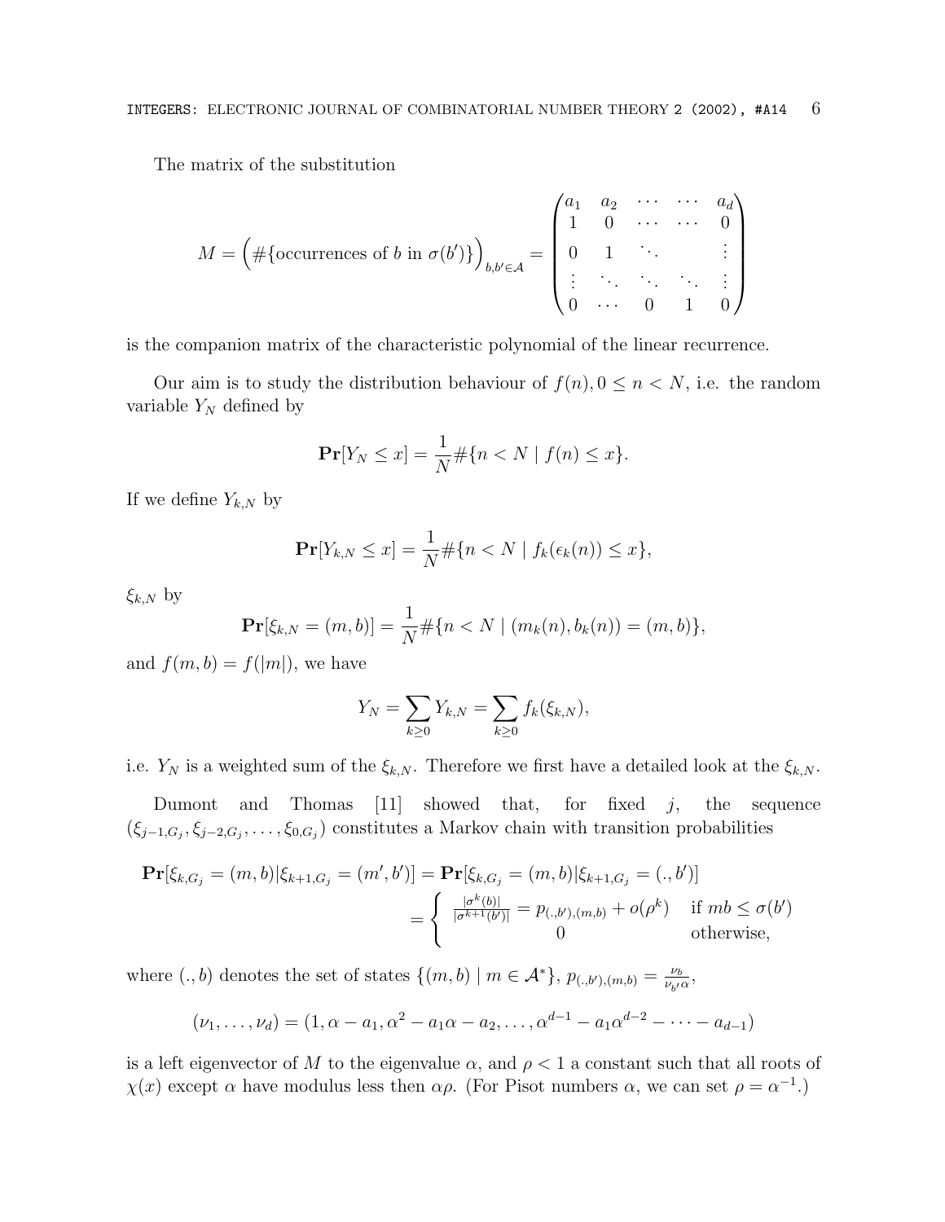The matrix of the substitution

$$M = \Big( \#\{\text{occurrences of } b \text{ in } \sigma(b')\} \Big)_{b,b' \in \mathcal{A}} = \begin{pmatrix} a_1 & a_2 & \cdots & \cdots & a_d \\ 1 & 0 & \cdots & \cdots & 0 \\ 0 & 1 & \ddots & & \vdots \\ \vdots & \ddots & \ddots & \ddots & \vdots \\ 0 & \cdots & 0 & 1 & 0 \end{pmatrix}$$

is the companion matrix of the characteristic polynomial of the linear recurrence.

Our aim is to study the distribution behaviour of $f(n), 0 \le n < N$, i.e. the random variable $Y_N$ defined by

$$\mathbf{Pr}[Y_N \le x] = \frac{1}{N} \#\{n < N \mid f(n) \le x\}.$$

If we define $Y_{k,N}$ by

$$\mathbf{Pr}[Y_{k,N} \le x] = \frac{1}{N} \#\{n < N \mid f_k(\epsilon_k(n)) \le x\},$$

$\xi_{k,N}$ by

$$\mathbf{Pr}[\xi_{k,N} = (m,b)] = \frac{1}{N} \#\{n < N \mid (m_k(n), b_k(n)) = (m,b)\},$$

and $f(m,b) = f(|m|)$, we have

$$Y_N = \sum_{k \ge 0} Y_{k,N} = \sum_{k \ge 0} f_k(\xi_{k,N}),$$

i.e. $Y_N$ is a weighted sum of the $\xi_{k,N}$. Therefore we first have a detailed look at the $\xi_{k,N}$.

Dumont and Thomas [11] showed that, for fixed $j$, the sequence $(\xi_{j-1,G_j}, \xi_{j-2,G_j}, \ldots, \xi_{0,G_j})$ constitutes a Markov chain with transition probabilities

$$\begin{aligned} \mathbf{Pr}[\xi_{k,G_j} = (m,b) | \xi_{k+1,G_j} = (m',b')] &= \mathbf{Pr}[\xi_{k,G_j} = (m,b) | \xi_{k+1,G_j} = (.,b')] \\ &= \begin{cases} \frac{|\sigma^k(b)|}{|\sigma^{k+1}(b')|} = p_{(.,b'),(m,b)} + o(\rho^k) & \text{if } mb \le \sigma(b') \\ 0 & \text{otherwise,} \end{cases} \end{aligned}$$

where $(.,b)$ denotes the set of states $\{(m,b) \mid m \in \mathcal{A}^*\}$, $p_{(.,b'),(m,b)} = \frac{\nu_b}{\nu_{b'}\alpha}$,

$$(\nu_1, \ldots, \nu_d) = (1, \alpha - a_1, \alpha^2 - a_1\alpha - a_2, \ldots, \alpha^{d-1} - a_1\alpha^{d-2} - \cdots - a_{d-1})$$

is a left eigenvector of $M$ to the eigenvalue $\alpha$, and $\rho < 1$ a constant such that all roots of $\chi(x)$ except $\alpha$ have modulus less then $\alpha\rho$. (For Pisot numbers $\alpha$, we can set $\rho = \alpha^{-1}$.)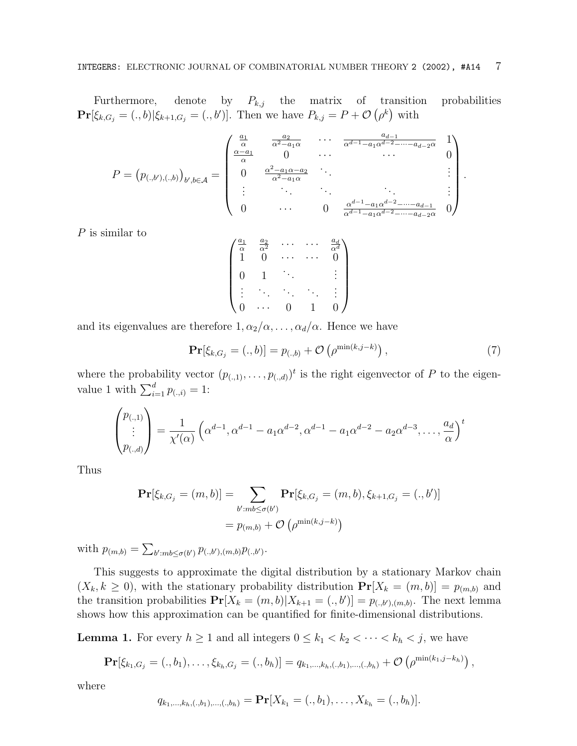Furthermore, denote by $P_{k,j}$ the matrix of transition probabilities $\mathbf{Pr}[\xi_{k,G_j} = (.,b) | \xi_{k+1,G_j} = (.,b')]$. Then we have $P_{k,j} = P + \mathcal{O}(\rho^k)$ with

$$P = \left(p_{(.,b'),(.,b)}\right)_{b',b \in \mathcal{A}} = \begin{pmatrix} \frac{a_1}{\alpha} & \frac{a_2}{\alpha^2 - a_1\alpha} & \cdots & \frac{a_{d-1}}{\alpha^{d-1} - a_1\alpha^{d-2} - \cdots - a_{d-2}\alpha} & 1 \\ \frac{\alpha - a_1}{\alpha} & 0 & \cdots & \cdots & 0 \\ 0 & \frac{\alpha^2 - a_1\alpha - a_2}{\alpha^2 - a_1\alpha} & \ddots & & \vdots \\ \vdots & \ddots & \ddots & \ddots & \vdots \\ 0 & \cdots & 0 & \frac{\alpha^{d-1} - a_1\alpha^{d-2} - \cdots - a_{d-1}}{\alpha^{d-1} - a_1\alpha^{d-2} - \cdots - a_{d-2}\alpha} & 0 \end{pmatrix}.$$

$P$ is similar to

$$\begin{pmatrix} \frac{a_1}{\alpha} & \frac{a_2}{\alpha^2} & \cdots & \cdots & \frac{a_d}{\alpha^d} \\ 1 & 0 & \cdots & \cdots & 0 \\ 0 & 1 & \ddots & & \vdots \\ \vdots & \ddots & \ddots & \ddots & \vdots \\ 0 & \cdots & 0 & 1 & 0 \end{pmatrix}$$

and its eigenvalues are therefore $1, \alpha_2/\alpha, \ldots, \alpha_d/\alpha$. Hence we have

$$\mathbf{Pr}[\xi_{k,G_j} = (.,b)] = p_{(.,b)} + \mathcal{O}\left(\rho^{\min(k,j-k)}\right), \tag{7}$$

where the probability vector $(p_{(.,1)}, \ldots, p_{(.,d)})^t$ is the right eigenvector of $P$ to the eigenvalue 1 with $\sum_{i=1}^d p_{(.,i)} = 1$:

$$\begin{pmatrix} p_{(.,1)} \\ \vdots \\ p_{(.,d)} \end{pmatrix} = \frac{1}{\chi'(\alpha)} \left(\alpha^{d-1}, \alpha^{d-1} - a_1\alpha^{d-2}, \alpha^{d-1} - a_1\alpha^{d-2} - a_2\alpha^{d-3}, \ldots, \frac{a_d}{\alpha}\right)^t$$

Thus

$$\begin{aligned} \mathbf{Pr}[\xi_{k,G_j} = (m,b)] &= \sum_{b' : mb \le \sigma(b')} \mathbf{Pr}[\xi_{k,G_j} = (m,b), \xi_{k+1,G_j} = (.,b')] \\ &= p_{(m,b)} + \mathcal{O}\left(\rho^{\min(k,j-k)}\right) \end{aligned}$$

with $p_{(m,b)} = \sum_{b' : mb \le \sigma(b')} p_{(.,b'),(m,b)} p_{(.,b')}$.

This suggests to approximate the digital distribution by a stationary Markov chain $(X_k, k \ge 0)$, with the stationary probability distribution $\mathbf{Pr}[X_k = (m,b)] = p_{(m,b)}$ and the transition probabilities $\mathbf{Pr}[X_k = (m,b) | X_{k+1} = (.,b')] = p_{(.,b'),(m,b)}$. The next lemma shows how this approximation can be quantified for finite-dimensional distributions.

**Lemma 1.** *For every $h \ge 1$ and all integers $0 \le k_1 < k_2 < \cdots < k_h < j$, we have*

$$\mathbf{Pr}[\xi_{k_1,G_j} = (.,b_1), \ldots, \xi_{k_h,G_j} = (.,b_h)] = q_{k_1,\ldots,k_h,(.,b_1),\ldots,(.,b_h)} + \mathcal{O}\left(\rho^{\min(k_1, j-k_h)}\right),$$

*where*

$$q_{k_1,\ldots,k_h,(.,b_1),\ldots,(.,b_h)} = \mathbf{Pr}[X_{k_1} = (.,b_1), \ldots, X_{k_h} = (.,b_h)].$$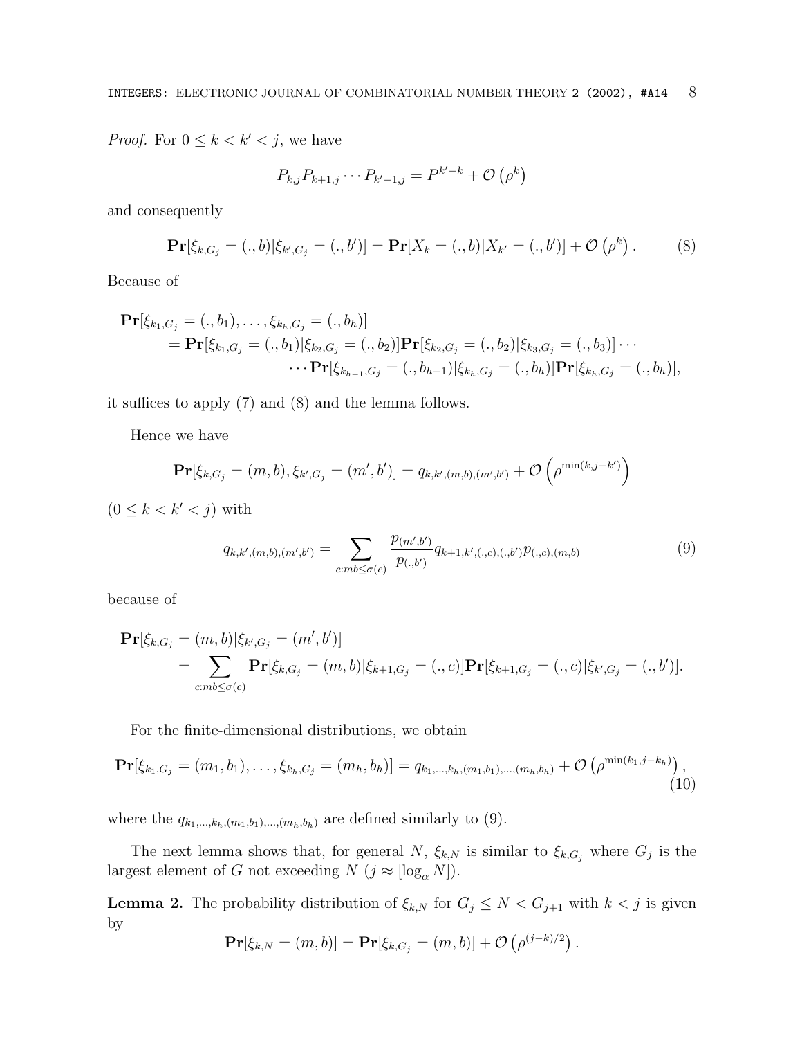*Proof.* For $0 \le k < k' < j$, we have

$$P_{k,j} P_{k+1,j} \cdots P_{k'-1,j} = P^{k'-k} + \mathcal{O}\left(\rho^k\right)$$

and consequently

$$\mathbf{Pr}[\xi_{k,G_j} = (.,b) | \xi_{k',G_j} = (.,b')] = \mathbf{Pr}[X_k = (.,b) | X_{k'} = (.,b')] + \mathcal{O}\left(\rho^k\right). \tag{8}$$

Because of

$$\begin{aligned}
&\mathbf{Pr}[\xi_{k_1,G_j} = (.,b_1), \ldots, \xi_{k_h,G_j} = (.,b_h)] \\
&\quad = \mathbf{Pr}[\xi_{k_1,G_j} = (.,b_1) | \xi_{k_2,G_j} = (.,b_2)] \mathbf{Pr}[\xi_{k_2,G_j} = (.,b_2) | \xi_{k_3,G_j} = (.,b_3)] \cdots \\
&\qquad\qquad \cdots \mathbf{Pr}[\xi_{k_{h-1},G_j} = (.,b_{h-1}) | \xi_{k_h,G_j} = (.,b_h)] \mathbf{Pr}[\xi_{k_h,G_j} = (.,b_h)],
\end{aligned}$$

it suffices to apply (7) and (8) and the lemma follows.

Hence we have

$$\mathbf{Pr}[\xi_{k,G_j} = (m,b), \xi_{k',G_j} = (m',b')] = q_{k,k',(m,b),(m',b')} + \mathcal{O}\left(\rho^{\min(k,j-k')}\right)$$

$(0 \le k < k' < j)$ with

$$q_{k,k',(m,b),(m',b')} = \sum_{c: mb \le \sigma(c)} \frac{p_{(m',b')}}{p_{(.,b')}} q_{k+1,k',(.,c),(.,b')} p_{(.,c),(m,b)} \tag{9}$$

because of

$$\begin{aligned}
&\mathbf{Pr}[\xi_{k,G_j} = (m,b) | \xi_{k',G_j} = (m',b')] \\
&\quad = \sum_{c: mb \le \sigma(c)} \mathbf{Pr}[\xi_{k,G_j} = (m,b) | \xi_{k+1,G_j} = (.,c)] \mathbf{Pr}[\xi_{k+1,G_j} = (.,c) | \xi_{k',G_j} = (.,b')].
\end{aligned}$$

For the finite-dimensional distributions, we obtain

$$\mathbf{Pr}[\xi_{k_1,G_j} = (m_1,b_1), \ldots, \xi_{k_h,G_j} = (m_h,b_h)] = q_{k_1,\ldots,k_h,(m_1,b_1),\ldots,(m_h,b_h)} + \mathcal{O}\left(\rho^{\min(k_1,j-k_h)}\right), \tag{10}$$

where the $q_{k_1,\ldots,k_h,(m_1,b_1),\ldots,(m_h,b_h)}$ are defined similarly to (9).

The next lemma shows that, for general $N$, $\xi_{k,N}$ is similar to $\xi_{k,G_j}$ where $G_j$ is the largest element of $G$ not exceeding $N$ ($j \approx [\log_\alpha N]$).

**Lemma 2.** The probability distribution of $\xi_{k,N}$ for $G_j \le N < G_{j+1}$ with $k < j$ is given by

$$\mathbf{Pr}[\xi_{k,N} = (m,b)] = \mathbf{Pr}[\xi_{k,G_j} = (m,b)] + \mathcal{O}\left(\rho^{(j-k)/2}\right).$$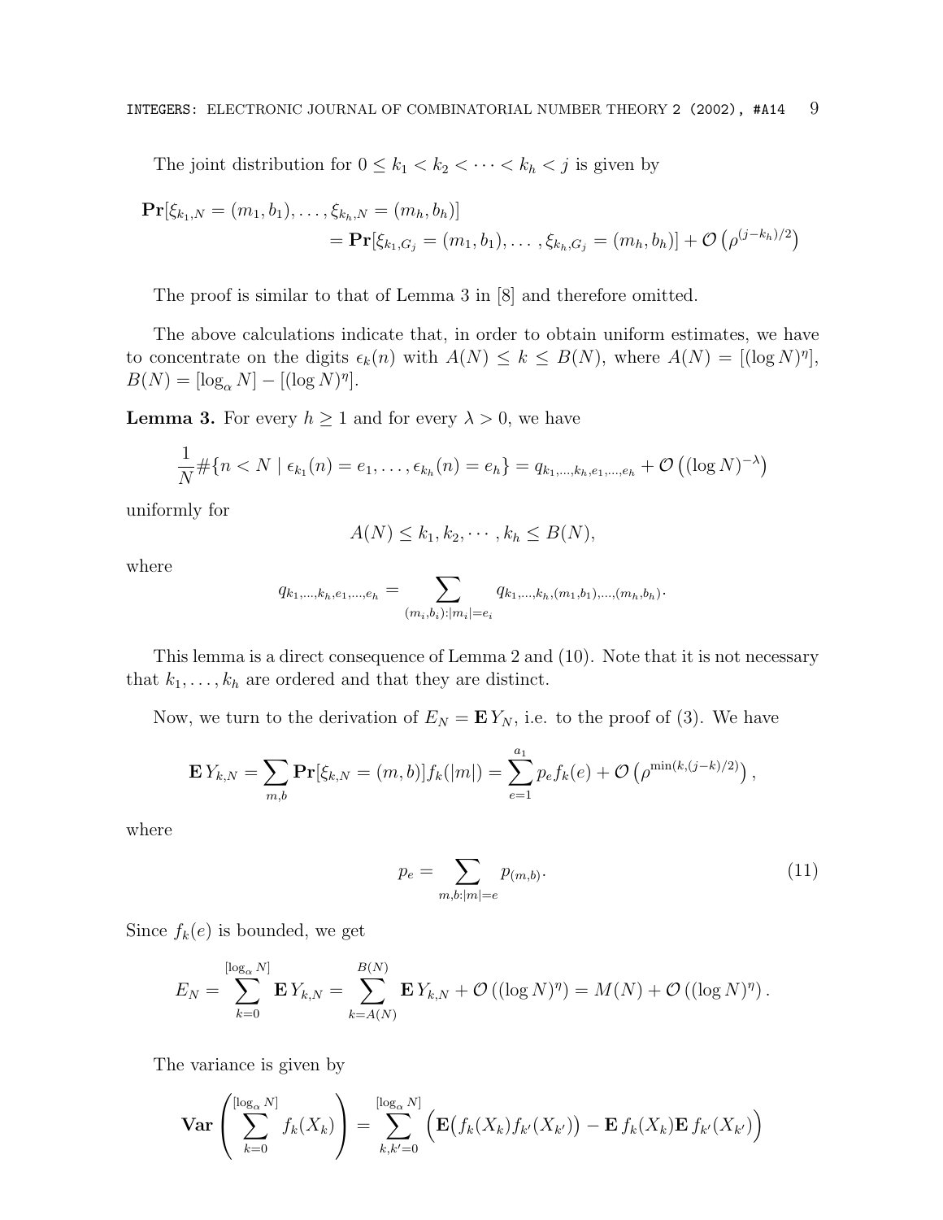The joint distribution for $0 \le k_1 < k_2 < \cdots < k_h < j$ is given by

$$
\begin{aligned}
\mathbf{Pr}[\xi_{k_1,N} = (m_1,b_1),\ldots,\xi_{k_h,N} = (m_h,b_h)] \\
= \mathbf{Pr}[\xi_{k_1,G_j} = (m_1,b_1),\ldots,\xi_{k_h,G_j} = (m_h,b_h)] + \mathcal{O}\left(\rho^{(j-k_h)/2}\right)
\end{aligned}
$$

The proof is similar to that of Lemma 3 in [8] and therefore omitted.

The above calculations indicate that, in order to obtain uniform estimates, we have to concentrate on the digits $\epsilon_k(n)$ with $A(N) \le k \le B(N)$, where $A(N) = [(\log N)^\eta]$, $B(N) = [\log_\alpha N] - [(\log N)^\eta]$.

**Lemma 3.** For every $h \ge 1$ and for every $\lambda > 0$, we have

$$
\frac{1}{N}\#\{n < N \mid \epsilon_{k_1}(n) = e_1,\ldots,\epsilon_{k_h}(n) = e_h\} = q_{k_1,\ldots,k_h,e_1,\ldots,e_h} + \mathcal{O}\left((\log N)^{-\lambda}\right)
$$

uniformly for

$$
A(N) \le k_1, k_2, \cdots, k_h \le B(N),
$$

where

$$
q_{k_1,\ldots,k_h,e_1,\ldots,e_h} = \sum_{(m_i,b_i):|m_i|=e_i} q_{k_1,\ldots,k_h,(m_1,b_1),\ldots,(m_h,b_h)}.
$$

This lemma is a direct consequence of Lemma 2 and (10). Note that it is not necessary that $k_1,\ldots,k_h$ are ordered and that they are distinct.

Now, we turn to the derivation of $E_N = \mathbf{E}\,Y_N$, i.e. to the proof of (3). We have

$$
\mathbf{E}\,Y_{k,N} = \sum_{m,b} \mathbf{Pr}[\xi_{k,N} = (m,b)] f_k(|m|) = \sum_{e=1}^{a_1} p_e f_k(e) + \mathcal{O}\left(\rho^{\min(k,(j-k)/2)}\right),
$$

where

$$
p_e = \sum_{m,b:|m|=e} p_{(m,b)}. \tag{11}
$$

Since $f_k(e)$ is bounded, we get

$$
E_N = \sum_{k=0}^{[\log_\alpha N]} \mathbf{E}\,Y_{k,N} = \sum_{k=A(N)}^{B(N)} \mathbf{E}\,Y_{k,N} + \mathcal{O}\left((\log N)^\eta\right) = M(N) + \mathcal{O}\left((\log N)^\eta\right).
$$

The variance is given by

$$
\mathbf{Var}\left(\sum_{k=0}^{[\log_\alpha N]} f_k(X_k)\right) = \sum_{k,k'=0}^{[\log_\alpha N]} \Big(\mathbf{E}\big(f_k(X_k) f_{k'}(X_{k'})\big) - \mathbf{E}\,f_k(X_k)\mathbf{E}\,f_{k'}(X_{k'})\Big)
$$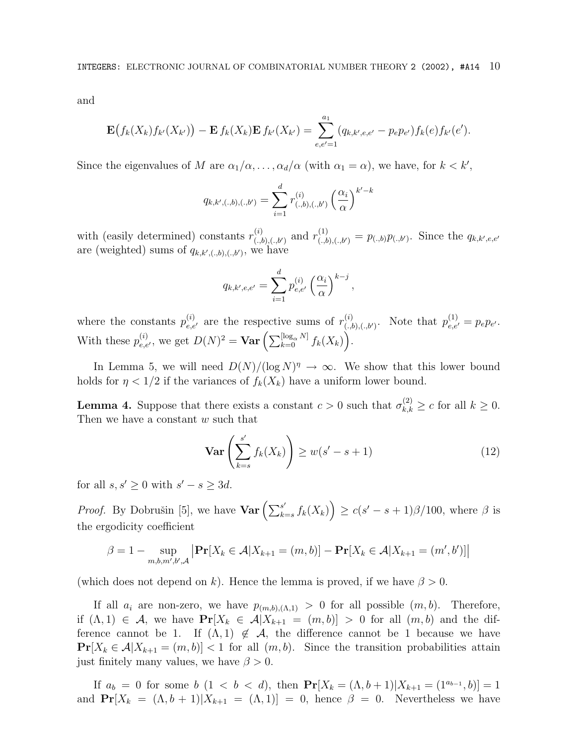and

$$\mathbf{E}\big(f_k(X_k)f_{k'}(X_{k'})\big) - \mathbf{E}\, f_k(X_k)\mathbf{E}\, f_{k'}(X_{k'}) = \sum_{e,e'=1}^{a_1} (q_{k,k',e,e'} - p_e p_{e'}) f_k(e) f_{k'}(e').$$

Since the eigenvalues of $M$ are $\alpha_1/\alpha, \ldots, \alpha_d/\alpha$ (with $\alpha_1 = \alpha$), we have, for $k < k'$,

$$q_{k,k',(.,b),(.,b')} = \sum_{i=1}^{d} r^{(i)}_{(.,b),(.,b')} \left(\frac{\alpha_i}{\alpha}\right)^{k'-k}$$

with (easily determined) constants $r^{(i)}_{(.,b),(.,b')}$ and $r^{(1)}_{(.,b),(.,b')} = p_{(.,b)} p_{(.,b')}$. Since the $q_{k,k',e,e'}$ are (weighted) sums of $q_{k,k',(.,b),(.,b')}$, we have

$$q_{k,k',e,e'} = \sum_{i=1}^{d} p^{(i)}_{e,e'} \left(\frac{\alpha_i}{\alpha}\right)^{k-j},$$

where the constants $p^{(i)}_{e,e'}$ are the respective sums of $r^{(i)}_{(.,b),(.,b')}$. Note that $p^{(1)}_{e,e'} = p_e p_{e'}$. With these $p^{(i)}_{e,e'}$, we get $D(N)^2 = \mathbf{Var}\left(\sum_{k=0}^{[\log_\alpha N]} f_k(X_k)\right)$.

In Lemma 5, we will need $D(N)/(\log N)^\eta \to \infty$. We show that this lower bound holds for $\eta < 1/2$ if the variances of $f_k(X_k)$ have a uniform lower bound.

**Lemma 4.** Suppose that there exists a constant $c > 0$ such that $\sigma^{(2)}_{k,k} \geq c$ for all $k \geq 0$. Then we have a constant $w$ such that

$$\mathbf{Var}\left(\sum_{k=s}^{s'} f_k(X_k)\right) \geq w(s' - s + 1) \tag{12}$$

for all $s, s' \geq 0$ with $s' - s \geq 3d$.

*Proof.* By Dobrušin [5], we have $\mathbf{Var}\left(\sum_{k=s}^{s'} f_k(X_k)\right) \geq c(s' - s + 1)\beta/100$, where $\beta$ is the ergodicity coefficient

$$\beta = 1 - \sup_{m,b,m',b',\mathcal{A}} \big|\mathbf{Pr}[X_k \in \mathcal{A} | X_{k+1} = (m,b)] - \mathbf{Pr}[X_k \in \mathcal{A} | X_{k+1} = (m',b')]\big|$$

(which does not depend on $k$). Hence the lemma is proved, if we have $\beta > 0$.

If all $a_i$ are non-zero, we have $p_{(m,b),(\Lambda,1)} > 0$ for all possible $(m,b)$. Therefore, if $(\Lambda, 1) \in \mathcal{A}$, we have $\mathbf{Pr}[X_k \in \mathcal{A} | X_{k+1} = (m,b)] > 0$ for all $(m,b)$ and the difference cannot be 1. If $(\Lambda, 1) \notin \mathcal{A}$, the difference cannot be 1 because we have $\mathbf{Pr}[X_k \in \mathcal{A} | X_{k+1} = (m,b)] < 1$ for all $(m,b)$. Since the transition probabilities attain just finitely many values, we have $\beta > 0$.

If $a_b = 0$ for some $b$ $(1 < b < d)$, then $\mathbf{Pr}[X_k = (\Lambda, b+1) | X_{k+1} = (1^{a_{b-1}}, b)] = 1$ and $\mathbf{Pr}[X_k = (\Lambda, b+1) | X_{k+1} = (\Lambda, 1)] = 0$, hence $\beta = 0$. Nevertheless we have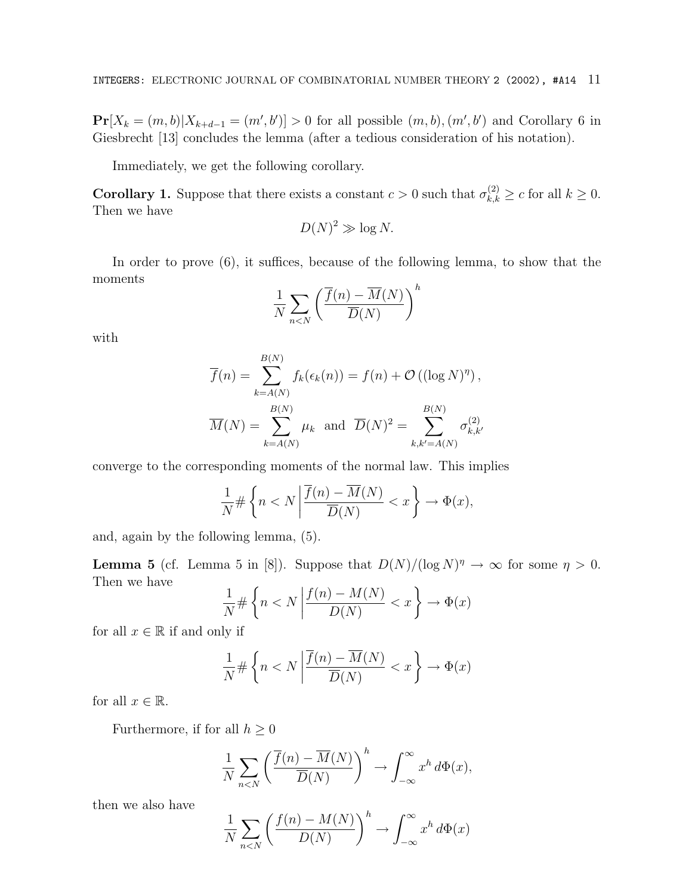$\mathbf{Pr}[X_k = (m,b)|X_{k+d-1} = (m',b')] > 0$ for all possible $(m,b),(m',b')$ and Corollary 6 in Giesbrecht [13] concludes the lemma (after a tedious consideration of his notation).

Immediately, we get the following corollary.

**Corollary 1.** Suppose that there exists a constant $c > 0$ such that $\sigma^{(2)}_{k,k} \geq c$ for all $k \geq 0$. Then we have

$$D(N)^2 \gg \log N.$$

In order to prove (6), it suffices, because of the following lemma, to show that the moments

$$\frac{1}{N}\sum_{n<N}\left(\frac{\overline{f}(n)-\overline{M}(N)}{\overline{D}(N)}\right)^h$$

with

$$\overline{f}(n) = \sum_{k=A(N)}^{B(N)} f_k(\epsilon_k(n)) = f(n) + \mathcal{O}\left((\log N)^\eta\right),$$

$$\overline{M}(N) = \sum_{k=A(N)}^{B(N)} \mu_k \quad \text{and} \quad \overline{D}(N)^2 = \sum_{k,k'=A(N)}^{B(N)} \sigma^{(2)}_{k,k'}$$

converge to the corresponding moments of the normal law. This implies

$$\frac{1}{N}\#\left\{n<N \,\middle|\, \frac{\overline{f}(n)-\overline{M}(N)}{\overline{D}(N)} < x\right\} \to \Phi(x),$$

and, again by the following lemma, (5).

**Lemma 5** (cf. Lemma 5 in [8]). Suppose that $D(N)/(\log N)^\eta \to \infty$ for some $\eta > 0$. Then we have

$$\frac{1}{N}\#\left\{n<N \,\middle|\, \frac{f(n)-M(N)}{D(N)} < x\right\} \to \Phi(x)$$

for all $x \in \mathbb{R}$ if and only if

$$\frac{1}{N}\#\left\{n<N \,\middle|\, \frac{\overline{f}(n)-\overline{M}(N)}{\overline{D}(N)} < x\right\} \to \Phi(x)$$

for all $x \in \mathbb{R}$.

Furthermore, if for all $h \geq 0$

$$\frac{1}{N}\sum_{n<N}\left(\frac{\overline{f}(n)-\overline{M}(N)}{\overline{D}(N)}\right)^h \to \int_{-\infty}^{\infty} x^h \, d\Phi(x),$$

then we also have

$$\frac{1}{N}\sum_{n<N}\left(\frac{f(n)-M(N)}{D(N)}\right)^h \to \int_{-\infty}^{\infty} x^h \, d\Phi(x)$$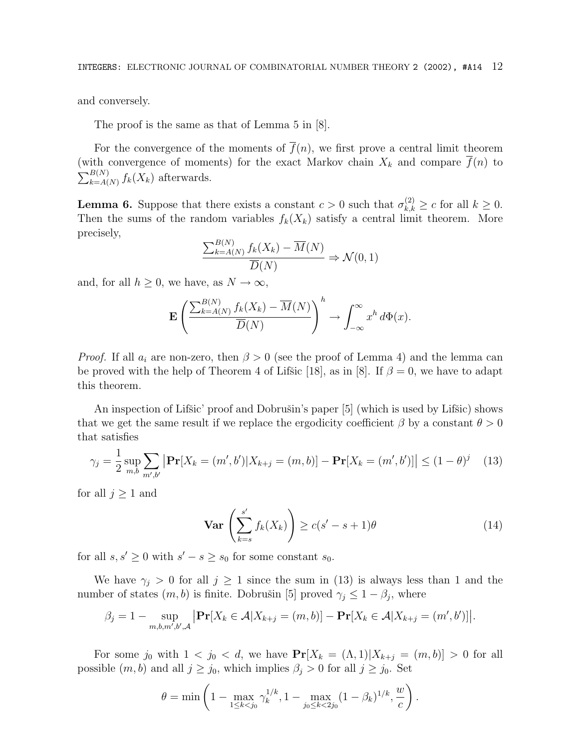and conversely.

The proof is the same as that of Lemma 5 in [8].

For the convergence of the moments of $\overline{f}(n)$, we first prove a central limit theorem (with convergence of moments) for the exact Markov chain $X_k$ and compare $\overline{f}(n)$ to $\sum_{k=A(N)}^{B(N)} f_k(X_k)$ afterwards.

**Lemma 6.** Suppose that there exists a constant $c > 0$ such that $\sigma_{k,k}^{(2)} \geq c$ for all $k \geq 0$. Then the sums of the random variables $f_k(X_k)$ satisfy a central limit theorem. More precisely,

$$\frac{\sum_{k=A(N)}^{B(N)} f_k(X_k) - \overline{M}(N)}{\overline{D}(N)} \Rightarrow \mathcal{N}(0,1)$$

and, for all $h \geq 0$, we have, as $N \to \infty$,

$$\mathbf{E}\left(\frac{\sum_{k=A(N)}^{B(N)} f_k(X_k) - \overline{M}(N)}{\overline{D}(N)}\right)^h \to \int_{-\infty}^{\infty} x^h \, d\Phi(x).$$

*Proof.* If all $a_i$ are non-zero, then $\beta > 0$ (see the proof of Lemma 4) and the lemma can be proved with the help of Theorem 4 of Lifšic [18], as in [8]. If $\beta = 0$, we have to adapt this theorem.

An inspection of Lifšic' proof and Dobrušin's paper [5] (which is used by Lifšic) shows that we get the same result if we replace the ergodicity coefficient $\beta$ by a constant $\theta > 0$ that satisfies

$$\gamma_j = \frac{1}{2} \sup_{m,b} \sum_{m',b'} \left|\mathbf{Pr}[X_k = (m',b') | X_{k+j} = (m,b)] - \mathbf{Pr}[X_k = (m',b')]\right| \leq (1-\theta)^j \quad (13)$$

for all $j \geq 1$ and

$$\mathbf{Var}\left(\sum_{k=s}^{s'} f_k(X_k)\right) \geq c(s'-s+1)\theta \quad (14)$$

for all $s, s' \geq 0$ with $s' - s \geq s_0$ for some constant $s_0$.

We have $\gamma_j > 0$ for all $j \geq 1$ since the sum in (13) is always less than 1 and the number of states $(m,b)$ is finite. Dobrušin [5] proved $\gamma_j \leq 1 - \beta_j$, where

$$\beta_j = 1 - \sup_{m,b,m',b',\mathcal{A}} \left|\mathbf{Pr}[X_k \in \mathcal{A} | X_{k+j} = (m,b)] - \mathbf{Pr}[X_k \in \mathcal{A} | X_{k+j} = (m',b')]\right|.$$

For some $j_0$ with $1 < j_0 < d$, we have $\mathbf{Pr}[X_k = (\Lambda, 1) | X_{k+j} = (m,b)] > 0$ for all possible $(m,b)$ and all $j \geq j_0$, which implies $\beta_j > 0$ for all $j \geq j_0$. Set

$$\theta = \min\left(1 - \max_{1 \leq k < j_0} \gamma_k^{1/k}, 1 - \max_{j_0 \leq k < 2j_0} (1-\beta_k)^{1/k}, \frac{w}{c}\right).$$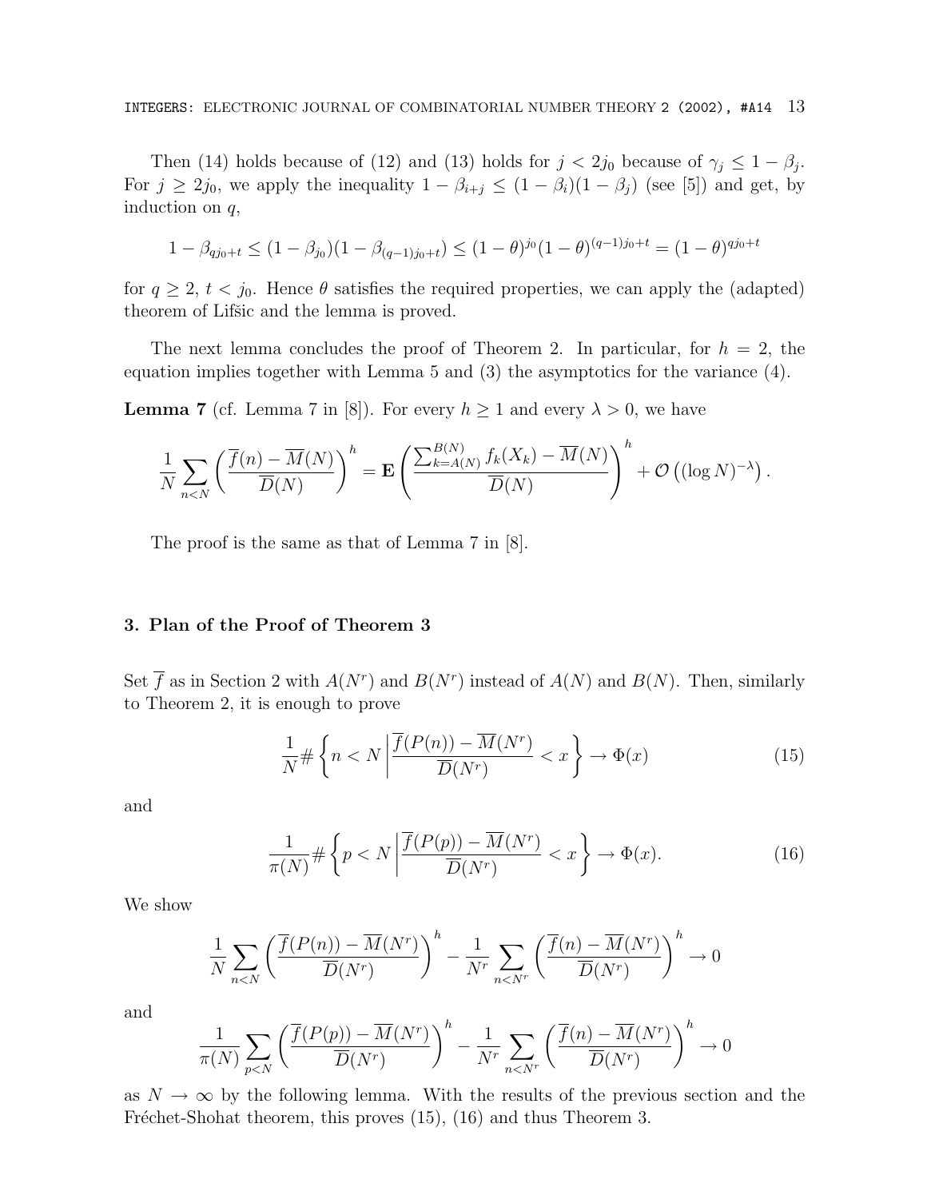Then (14) holds because of (12) and (13) holds for $j < 2j_0$ because of $\gamma_j \le 1 - \beta_j$. For $j \ge 2j_0$, we apply the inequality $1 - \beta_{i+j} \le (1 - \beta_i)(1 - \beta_j)$ (see [5]) and get, by induction on $q$,

$$1 - \beta_{qj_0+t} \le (1 - \beta_{j_0})(1 - \beta_{(q-1)j_0+t}) \le (1-\theta)^{j_0}(1-\theta)^{(q-1)j_0+t} = (1-\theta)^{qj_0+t}$$

for $q \ge 2$, $t < j_0$. Hence $\theta$ satisfies the required properties, we can apply the (adapted) theorem of Lifšic and the lemma is proved.

The next lemma concludes the proof of Theorem 2. In particular, for $h = 2$, the equation implies together with Lemma 5 and (3) the asymptotics for the variance (4).

**Lemma 7** (cf. Lemma 7 in [8]). For every $h \ge 1$ and every $\lambda > 0$, we have

$$\frac{1}{N} \sum_{n<N} \left( \frac{\overline{f}(n) - \overline{M}(N)}{\overline{D}(N)} \right)^h = \mathbf{E} \left( \frac{\sum_{k=A(N)}^{B(N)} f_k(X_k) - \overline{M}(N)}{\overline{D}(N)} \right)^h + \mathcal{O}\left( (\log N)^{-\lambda} \right).$$

The proof is the same as that of Lemma 7 in [8].

## 3. Plan of the Proof of Theorem 3

Set $\overline{f}$ as in Section 2 with $A(N^r)$ and $B(N^r)$ instead of $A(N)$ and $B(N)$. Then, similarly to Theorem 2, it is enough to prove

$$\frac{1}{N} \# \left\{ n < N \left| \frac{\overline{f}(P(n)) - \overline{M}(N^r)}{\overline{D}(N^r)} < x \right. \right\} \to \Phi(x) \tag{15}$$

and

$$\frac{1}{\pi(N)} \# \left\{ p < N \left| \frac{\overline{f}(P(p)) - \overline{M}(N^r)}{\overline{D}(N^r)} < x \right. \right\} \to \Phi(x). \tag{16}$$

We show

$$\frac{1}{N} \sum_{n<N} \left( \frac{\overline{f}(P(n)) - \overline{M}(N^r)}{\overline{D}(N^r)} \right)^h - \frac{1}{N^r} \sum_{n<N^r} \left( \frac{\overline{f}(n) - \overline{M}(N^r)}{\overline{D}(N^r)} \right)^h \to 0$$

and

$$\frac{1}{\pi(N)} \sum_{p<N} \left( \frac{\overline{f}(P(p)) - \overline{M}(N^r)}{\overline{D}(N^r)} \right)^h - \frac{1}{N^r} \sum_{n<N^r} \left( \frac{\overline{f}(n) - \overline{M}(N^r)}{\overline{D}(N^r)} \right)^h \to 0$$

as $N \to \infty$ by the following lemma. With the results of the previous section and the Fréchet-Shohat theorem, this proves (15), (16) and thus Theorem 3.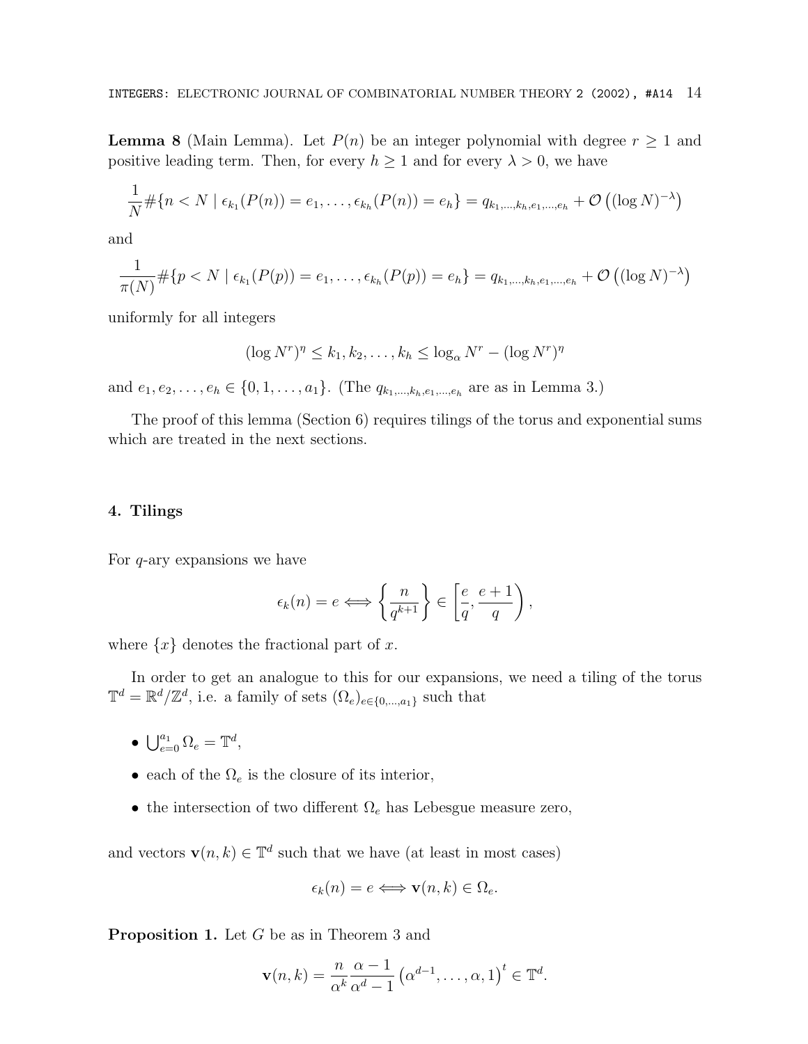**Lemma 8** (Main Lemma). Let $P(n)$ be an integer polynomial with degree $r \geq 1$ and positive leading term. Then, for every $h \geq 1$ and for every $\lambda > 0$, we have

$$\frac{1}{N}\#\{n < N \mid \epsilon_{k_1}(P(n)) = e_1, \ldots, \epsilon_{k_h}(P(n)) = e_h\} = q_{k_1,\ldots,k_h,e_1,\ldots,e_h} + \mathcal{O}\left((\log N)^{-\lambda}\right)$$

and

$$\frac{1}{\pi(N)}\#\{p < N \mid \epsilon_{k_1}(P(p)) = e_1, \ldots, \epsilon_{k_h}(P(p)) = e_h\} = q_{k_1,\ldots,k_h,e_1,\ldots,e_h} + \mathcal{O}\left((\log N)^{-\lambda}\right)$$

uniformly for all integers

$$(\log N^r)^\eta \leq k_1, k_2, \ldots, k_h \leq \log_\alpha N^r - (\log N^r)^\eta$$

and $e_1, e_2, \ldots, e_h \in \{0, 1, \ldots, a_1\}$. (The $q_{k_1,\ldots,k_h,e_1,\ldots,e_h}$ are as in Lemma 3.)

The proof of this lemma (Section 6) requires tilings of the torus and exponential sums which are treated in the next sections.

## 4. Tilings

For $q$-ary expansions we have

$$\epsilon_k(n) = e \Longleftrightarrow \left\{\frac{n}{q^{k+1}}\right\} \in \left[\frac{e}{q}, \frac{e+1}{q}\right),$$

where $\{x\}$ denotes the fractional part of $x$.

In order to get an analogue to this for our expansions, we need a tiling of the torus $\mathbb{T}^d = \mathbb{R}^d/\mathbb{Z}^d$, i.e. a family of sets $(\Omega_e)_{e\in\{0,\ldots,a_1\}}$ such that

- $\bigcup_{e=0}^{a_1} \Omega_e = \mathbb{T}^d$,
- each of the $\Omega_e$ is the closure of its interior,
- the intersection of two different $\Omega_e$ has Lebesgue measure zero,

and vectors $\mathbf{v}(n,k) \in \mathbb{T}^d$ such that we have (at least in most cases)

$$\epsilon_k(n) = e \Longleftrightarrow \mathbf{v}(n,k) \in \Omega_e.$$

**Proposition 1.** Let $G$ be as in Theorem 3 and

$$\mathbf{v}(n,k) = \frac{n}{\alpha^k}\frac{\alpha - 1}{\alpha^d - 1}\left(\alpha^{d-1}, \ldots, \alpha, 1\right)^t \in \mathbb{T}^d.$$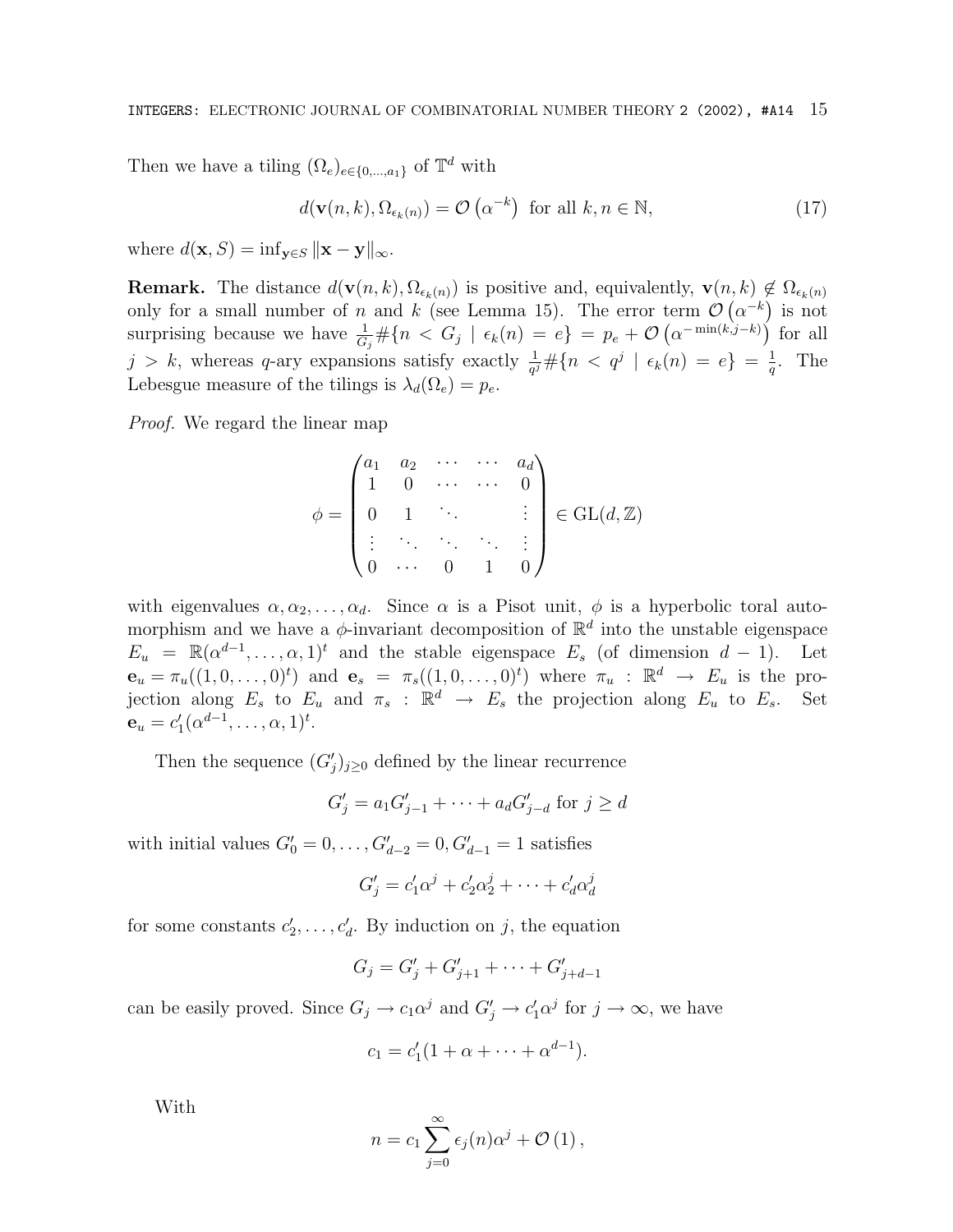Then we have a tiling $(\Omega_e)_{e\in\{0,\dots,a_1\}}$ of $\mathbb{T}^d$ with

$$d(\mathbf{v}(n,k),\Omega_{\epsilon_k(n)}) = \mathcal{O}\left(\alpha^{-k}\right) \text{ for all } k,n\in\mathbb{N}, \tag{17}$$

where $d(\mathbf{x},S)=\inf_{\mathbf{y}\in S}\|\mathbf{x}-\mathbf{y}\|_\infty$.

**Remark.** The distance $d(\mathbf{v}(n,k),\Omega_{\epsilon_k(n)})$ is positive and, equivalently, $\mathbf{v}(n,k)\notin\Omega_{\epsilon_k(n)}$ only for a small number of $n$ and $k$ (see Lemma 15). The error term $\mathcal{O}\left(\alpha^{-k}\right)$ is not surprising because we have $\frac{1}{G_j}\#\{n<G_j \mid \epsilon_k(n)=e\}=p_e+\mathcal{O}\left(\alpha^{-\min(k,j-k)}\right)$ for all $j>k$, whereas $q$-ary expansions satisfy exactly $\frac{1}{q^j}\#\{n<q^j \mid \epsilon_k(n)=e\}=\frac{1}{q}$. The Lebesgue measure of the tilings is $\lambda_d(\Omega_e)=p_e$.

*Proof.* We regard the linear map

$$\phi=\begin{pmatrix} a_1 & a_2 & \cdots & \cdots & a_d\\ 1 & 0 & \cdots & \cdots & 0\\ 0 & 1 & \ddots & & \vdots\\ \vdots & \ddots & \ddots & \ddots & \vdots\\ 0 & \cdots & 0 & 1 & 0\end{pmatrix}\in \mathrm{GL}(d,\mathbb{Z})$$

with eigenvalues $\alpha,\alpha_2,\dots,\alpha_d$. Since $\alpha$ is a Pisot unit, $\phi$ is a hyperbolic toral automorphism and we have a $\phi$-invariant decomposition of $\mathbb{R}^d$ into the unstable eigenspace $E_u=\mathbb{R}(\alpha^{d-1},\dots,\alpha,1)^t$ and the stable eigenspace $E_s$ (of dimension $d-1$). Let $\mathbf{e}_u=\pi_u((1,0,\dots,0)^t)$ and $\mathbf{e}_s=\pi_s((1,0,\dots,0)^t)$ where $\pi_u:\mathbb{R}^d\to E_u$ is the projection along $E_s$ to $E_u$ and $\pi_s:\mathbb{R}^d\to E_s$ the projection along $E_u$ to $E_s$. Set $\mathbf{e}_u=c_1'(\alpha^{d-1},\dots,\alpha,1)^t$.

Then the sequence $(G_j')_{j\ge 0}$ defined by the linear recurrence

$$G_j'=a_1G_{j-1}'+\cdots+a_dG_{j-d}' \text{ for } j\ge d$$

with initial values $G_0'=0,\dots,G_{d-2}'=0, G_{d-1}'=1$ satisfies

$$G_j'=c_1'\alpha^j+c_2'\alpha_2^j+\cdots+c_d'\alpha_d^j$$

for some constants $c_2',\dots,c_d'$. By induction on $j$, the equation

$$G_j=G_j'+G_{j+1}'+\cdots+G_{j+d-1}'$$

can be easily proved. Since $G_j\to c_1\alpha^j$ and $G_j'\to c_1'\alpha^j$ for $j\to\infty$, we have

$$c_1=c_1'(1+\alpha+\cdots+\alpha^{d-1}).$$

With

$$n=c_1\sum_{j=0}^{\infty}\epsilon_j(n)\alpha^j+\mathcal{O}\left(1\right),$$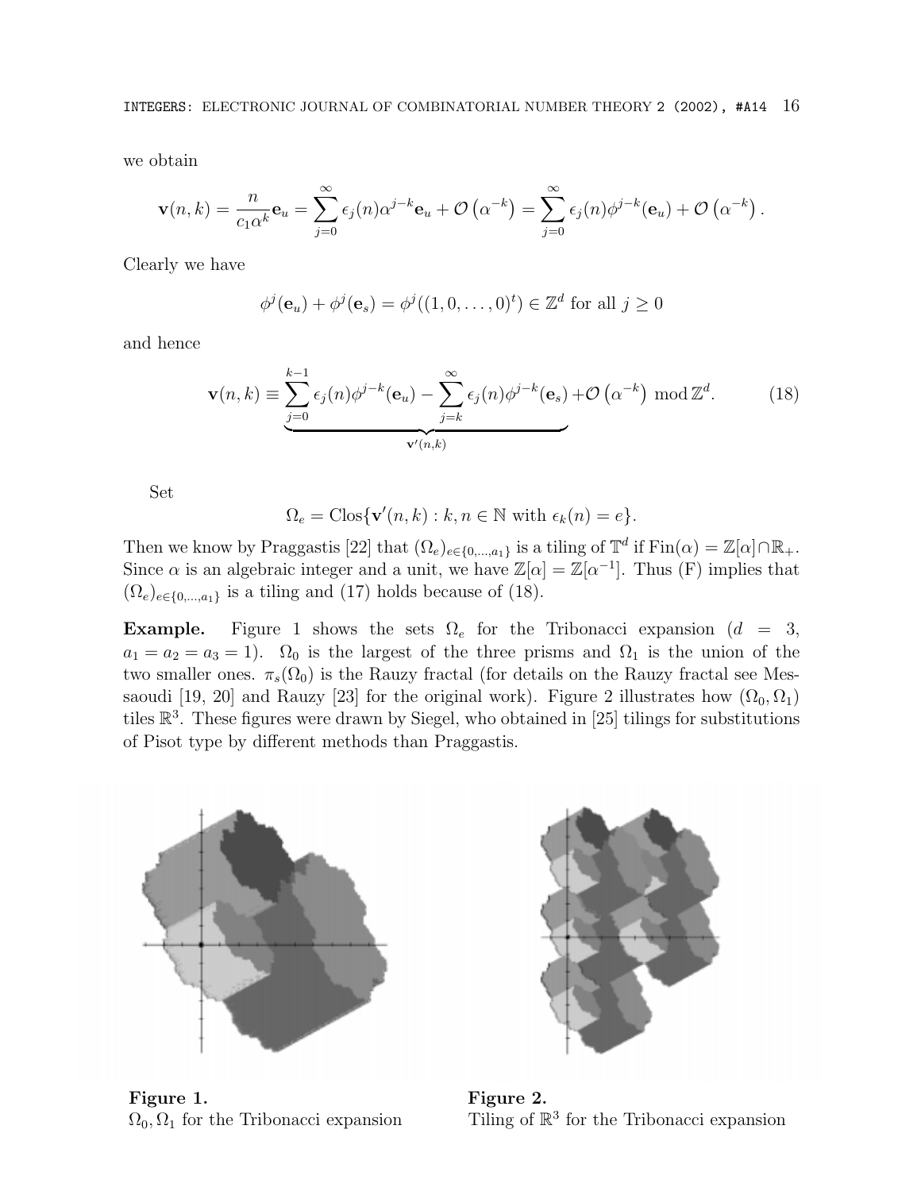we obtain

$$\mathbf{v}(n,k) = \frac{n}{c_1 \alpha^k}\mathbf{e}_u = \sum_{j=0}^{\infty} \epsilon_j(n)\alpha^{j-k}\mathbf{e}_u + \mathcal{O}\left(\alpha^{-k}\right) = \sum_{j=0}^{\infty} \epsilon_j(n)\phi^{j-k}(\mathbf{e}_u) + \mathcal{O}\left(\alpha^{-k}\right).$$

Clearly we have

$$\phi^j(\mathbf{e}_u) + \phi^j(\mathbf{e}_s) = \phi^j((1,0,\ldots,0)^t) \in \mathbb{Z}^d \text{ for all } j \geq 0$$

and hence

$$\mathbf{v}(n,k) \equiv \underbrace{\sum_{j=0}^{k-1} \epsilon_j(n)\phi^{j-k}(\mathbf{e}_u) - \sum_{j=k}^{\infty} \epsilon_j(n)\phi^{j-k}(\mathbf{e}_s)}_{\mathbf{v}'(n,k)} + \mathcal{O}\left(\alpha^{-k}\right) \bmod \mathbb{Z}^d. \tag{18}$$

Set

$$\Omega_e = \mathrm{Clos}\{\mathbf{v}'(n,k) : k, n \in \mathbb{N} \text{ with } \epsilon_k(n) = e\}.$$

Then we know by Praggastis [22] that $(\Omega_e)_{e\in\{0,\ldots,a_1\}}$ is a tiling of $\mathbb{T}^d$ if $\mathrm{Fin}(\alpha) = \mathbb{Z}[\alpha] \cap \mathbb{R}_+$. Since $\alpha$ is an algebraic integer and a unit, we have $\mathbb{Z}[\alpha] = \mathbb{Z}[\alpha^{-1}]$. Thus (F) implies that $(\Omega_e)_{e\in\{0,\ldots,a_1\}}$ is a tiling and (17) holds because of (18).

**Example.** Figure 1 shows the sets $\Omega_e$ for the Tribonacci expansion ($d = 3$, $a_1 = a_2 = a_3 = 1$). $\Omega_0$ is the largest of the three prisms and $\Omega_1$ is the union of the two smaller ones. $\pi_s(\Omega_0)$ is the Rauzy fractal (for details on the Rauzy fractal see Messaoudi [19, 20] and Rauzy [23] for the original work). Figure 2 illustrates how $(\Omega_0, \Omega_1)$ tiles $\mathbb{R}^3$. These figures were drawn by Siegel, who obtained in [25] tilings for substitutions of Pisot type by different methods than Praggastis.

**Figure 1.**
$\Omega_0, \Omega_1$ for the Tribonacci expansion

**Figure 2.**
Tiling of $\mathbb{R}^3$ for the Tribonacci expansion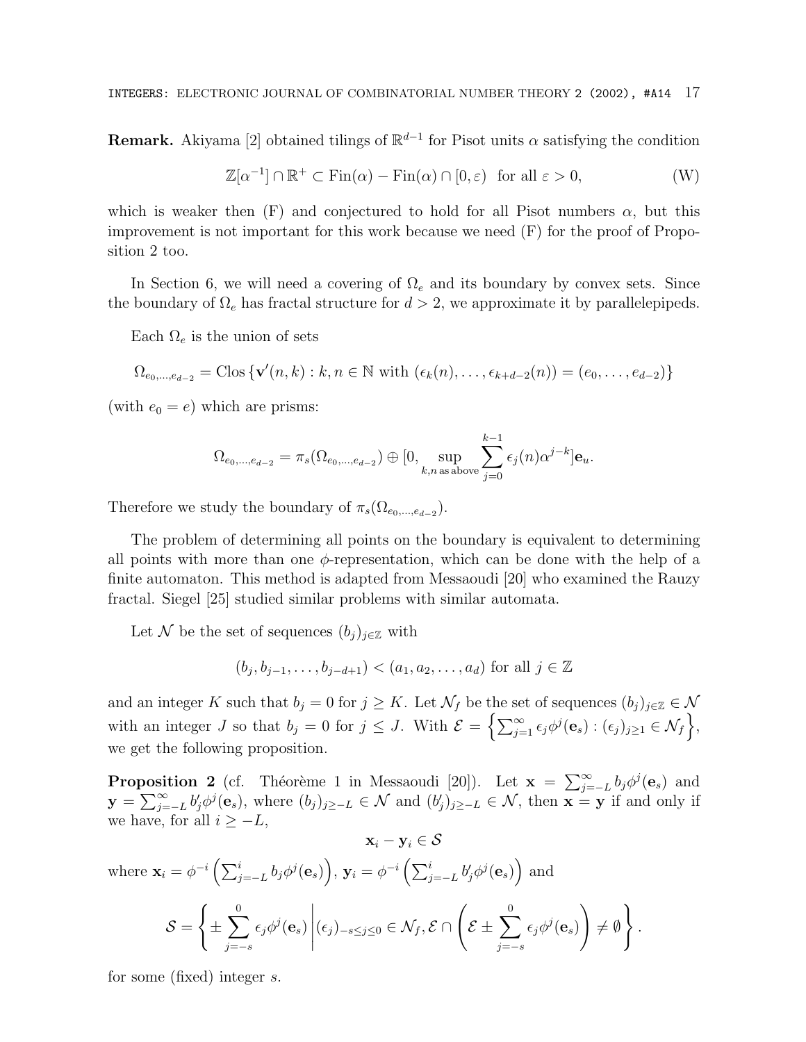**Remark.** Akiyama [2] obtained tilings of $\mathbb{R}^{d-1}$ for Pisot units $\alpha$ satisfying the condition

$$\mathbb{Z}[\alpha^{-1}] \cap \mathbb{R}^+ \subset \mathrm{Fin}(\alpha) - \mathrm{Fin}(\alpha) \cap [0, \varepsilon) \quad \text{for all } \varepsilon > 0, \tag{W}$$

which is weaker then (F) and conjectured to hold for all Pisot numbers $\alpha$, but this improvement is not important for this work because we need (F) for the proof of Proposition 2 too.

In Section 6, we will need a covering of $\Omega_e$ and its boundary by convex sets. Since the boundary of $\Omega_e$ has fractal structure for $d > 2$, we approximate it by parallelepipeds.

Each $\Omega_e$ is the union of sets

$$\Omega_{e_0,\ldots,e_{d-2}} = \mathrm{Clos}\left\{\mathbf{v}'(n,k) : k, n \in \mathbb{N} \text{ with } (\epsilon_k(n), \ldots, \epsilon_{k+d-2}(n)) = (e_0, \ldots, e_{d-2})\right\}$$

(with $e_0 = e$) which are prisms:

$$\Omega_{e_0,\ldots,e_{d-2}} = \pi_s(\Omega_{e_0,\ldots,e_{d-2}}) \oplus [0, \sup_{k,n \text{ as above}} \sum_{j=0}^{k-1} \epsilon_j(n)\alpha^{j-k}]\mathbf{e}_u.$$

Therefore we study the boundary of $\pi_s(\Omega_{e_0,\ldots,e_{d-2}})$.

The problem of determining all points on the boundary is equivalent to determining all points with more than one $\phi$-representation, which can be done with the help of a finite automaton. This method is adapted from Messaoudi [20] who examined the Rauzy fractal. Siegel [25] studied similar problems with similar automata.

Let $\mathcal{N}$ be the set of sequences $(b_j)_{j\in\mathbb{Z}}$ with

$$(b_j, b_{j-1}, \ldots, b_{j-d+1}) < (a_1, a_2, \ldots, a_d) \text{ for all } j \in \mathbb{Z}$$

and an integer $K$ such that $b_j = 0$ for $j \geq K$. Let $\mathcal{N}_f$ be the set of sequences $(b_j)_{j\in\mathbb{Z}} \in \mathcal{N}$ with an integer $J$ so that $b_j = 0$ for $j \leq J$. With $\mathcal{E} = \left\{\sum_{j=1}^{\infty} \epsilon_j \phi^j(\mathbf{e}_s) : (\epsilon_j)_{j\geq 1} \in \mathcal{N}_f\right\}$, we get the following proposition.

**Proposition 2** (cf. Théorème 1 in Messaoudi [20]). Let $\mathbf{x} = \sum_{j=-L}^{\infty} b_j \phi^j(\mathbf{e}_s)$ and $\mathbf{y} = \sum_{j=-L}^{\infty} b'_j \phi^j(\mathbf{e}_s)$, where $(b_j)_{j\geq -L} \in \mathcal{N}$ and $(b'_j)_{j\geq -L} \in \mathcal{N}$, then $\mathbf{x} = \mathbf{y}$ if and only if we have, for all $i \geq -L$,

$$\mathbf{x}_i - \mathbf{y}_i \in \mathcal{S}$$

where $\mathbf{x}_i = \phi^{-i}\left(\sum_{j=-L}^{i} b_j \phi^j(\mathbf{e}_s)\right)$, $\mathbf{y}_i = \phi^{-i}\left(\sum_{j=-L}^{i} b'_j \phi^j(\mathbf{e}_s)\right)$ and

$$\mathcal{S} = \left\{ \pm \sum_{j=-s}^{0} \epsilon_j \phi^j(\mathbf{e}_s) \,\middle|\, (\epsilon_j)_{-s\leq j\leq 0} \in \mathcal{N}_f, \mathcal{E} \cap \left(\mathcal{E} \pm \sum_{j=-s}^{0} \epsilon_j \phi^j(\mathbf{e}_s)\right) \neq \emptyset \right\}.$$

for some (fixed) integer $s$.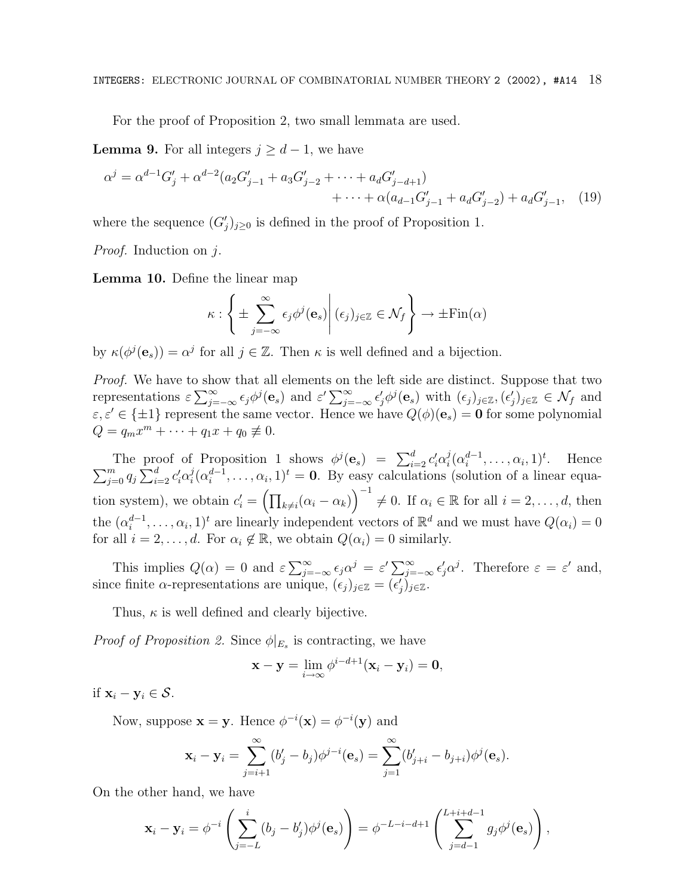For the proof of Proposition 2, two small lemmata are used.

**Lemma 9.** For all integers $j \geq d-1$, we have

$$\alpha^j = \alpha^{d-1} G'_j + \alpha^{d-2}(a_2 G'_{j-1} + a_3 G'_{j-2} + \cdots + a_d G'_{j-d+1}) + \cdots + \alpha(a_{d-1} G'_{j-1} + a_d G'_{j-2}) + a_d G'_{j-1}, \quad (19)$$

where the sequence $(G'_j)_{j \geq 0}$ is defined in the proof of Proposition 1.

*Proof.* Induction on $j$.

**Lemma 10.** Define the linear map

$$\kappa : \left\{ \pm \sum_{j=-\infty}^{\infty} \epsilon_j \phi^j(\mathbf{e}_s) \,\middle|\, (\epsilon_j)_{j \in \mathbb{Z}} \in \mathcal{N}_f \right\} \to \pm \mathrm{Fin}(\alpha)$$

by $\kappa(\phi^j(\mathbf{e}_s)) = \alpha^j$ for all $j \in \mathbb{Z}$. Then $\kappa$ is well defined and a bijection.

*Proof.* We have to show that all elements on the left side are distinct. Suppose that two representations $\varepsilon \sum_{j=-\infty}^{\infty} \epsilon_j \phi^j(\mathbf{e}_s)$ and $\varepsilon' \sum_{j=-\infty}^{\infty} \epsilon'_j \phi^j(\mathbf{e}_s)$ with $(\epsilon_j)_{j \in \mathbb{Z}}, (\epsilon'_j)_{j \in \mathbb{Z}} \in \mathcal{N}_f$ and $\varepsilon, \varepsilon' \in \{\pm 1\}$ represent the same vector. Hence we have $Q(\phi)(\mathbf{e}_s) = \mathbf{0}$ for some polynomial $Q = q_m x^m + \cdots + q_1 x + q_0 \not\equiv 0$.

The proof of Proposition 1 shows $\phi^j(\mathbf{e}_s) = \sum_{i=2}^{d} c'_i \alpha_i^j (\alpha_i^{d-1}, \ldots, \alpha_i, 1)^t$. Hence $\sum_{j=0}^{m} q_j \sum_{i=2}^{d} c'_i \alpha_i^j (\alpha_i^{d-1}, \ldots, \alpha_i, 1)^t = \mathbf{0}$. By easy calculations (solution of a linear equation system), we obtain $c'_i = \left( \prod_{k \neq i} (\alpha_i - \alpha_k) \right)^{-1} \neq 0$. If $\alpha_i \in \mathbb{R}$ for all $i = 2, \ldots, d$, then the $(\alpha_i^{d-1}, \ldots, \alpha_i, 1)^t$ are linearly independent vectors of $\mathbb{R}^d$ and we must have $Q(\alpha_i) = 0$ for all $i = 2, \ldots, d$. For $\alpha_i \notin \mathbb{R}$, we obtain $Q(\alpha_i) = 0$ similarly.

This implies $Q(\alpha) = 0$ and $\varepsilon \sum_{j=-\infty}^{\infty} \epsilon_j \alpha^j = \varepsilon' \sum_{j=-\infty}^{\infty} \epsilon'_j \alpha^j$. Therefore $\varepsilon = \varepsilon'$ and, since finite $\alpha$-representations are unique, $(\epsilon_j)_{j \in \mathbb{Z}} = (\epsilon'_j)_{j \in \mathbb{Z}}$.

Thus, $\kappa$ is well defined and clearly bijective.

*Proof of Proposition 2.* Since $\phi|_{E_s}$ is contracting, we have

$$\mathbf{x} - \mathbf{y} = \lim_{i \to \infty} \phi^{i-d+1}(\mathbf{x}_i - \mathbf{y}_i) = \mathbf{0},$$

if $\mathbf{x}_i - \mathbf{y}_i \in \mathcal{S}$.

Now, suppose $\mathbf{x} = \mathbf{y}$. Hence $\phi^{-i}(\mathbf{x}) = \phi^{-i}(\mathbf{y})$ and

$$\mathbf{x}_i - \mathbf{y}_i = \sum_{j=i+1}^{\infty} (b'_j - b_j) \phi^{j-i}(\mathbf{e}_s) = \sum_{j=1}^{\infty} (b'_{j+i} - b_{j+i}) \phi^j(\mathbf{e}_s).$$

On the other hand, we have

$$\mathbf{x}_i - \mathbf{y}_i = \phi^{-i} \left( \sum_{j=-L}^{i} (b_j - b'_j) \phi^j(\mathbf{e}_s) \right) = \phi^{-L-i-d+1} \left( \sum_{j=d-1}^{L+i+d-1} g_j \phi^j(\mathbf{e}_s) \right),$$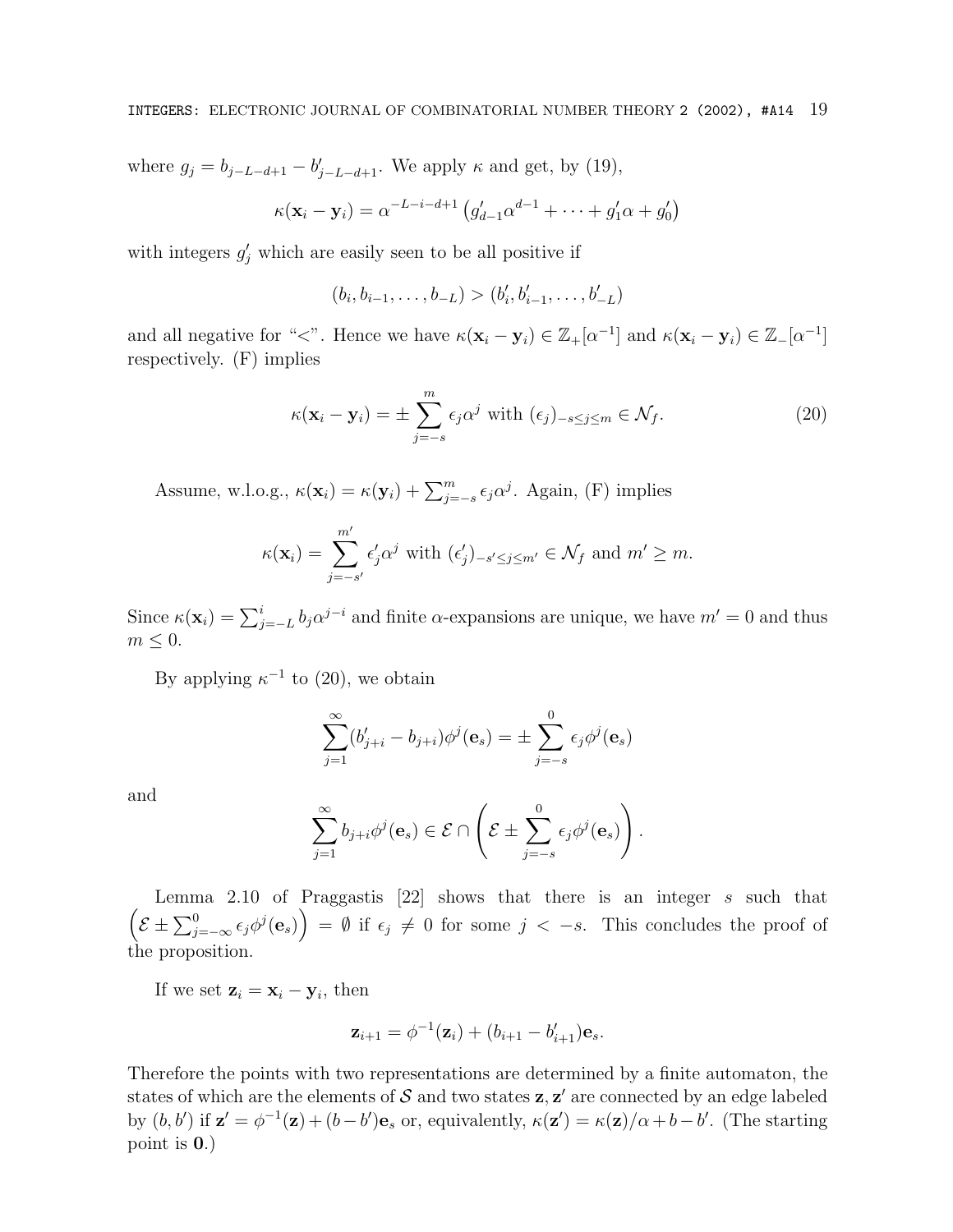where $g_j = b_{j-L-d+1} - b'_{j-L-d+1}$. We apply $\kappa$ and get, by (19),

$$\kappa(\mathbf{x}_i - \mathbf{y}_i) = \alpha^{-L-i-d+1}\left(g'_{d-1}\alpha^{d-1} + \cdots + g'_1\alpha + g'_0\right)$$

with integers $g'_j$ which are easily seen to be all positive if

$$(b_i, b_{i-1}, \ldots, b_{-L}) > (b'_i, b'_{i-1}, \ldots, b'_{-L})$$

and all negative for "<". Hence we have $\kappa(\mathbf{x}_i - \mathbf{y}_i) \in \mathbb{Z}_+[\alpha^{-1}]$ and $\kappa(\mathbf{x}_i - \mathbf{y}_i) \in \mathbb{Z}_-[\alpha^{-1}]$ respectively. (F) implies

$$\kappa(\mathbf{x}_i - \mathbf{y}_i) = \pm \sum_{j=-s}^{m} \epsilon_j \alpha^j \text{ with } (\epsilon_j)_{-s \le j \le m} \in \mathcal{N}_f. \tag{20}$$

Assume, w.l.o.g., $\kappa(\mathbf{x}_i) = \kappa(\mathbf{y}_i) + \sum_{j=-s}^{m} \epsilon_j \alpha^j$. Again, (F) implies

$$\kappa(\mathbf{x}_i) = \sum_{j=-s'}^{m'} \epsilon'_j \alpha^j \text{ with } (\epsilon'_j)_{-s' \le j \le m'} \in \mathcal{N}_f \text{ and } m' \ge m.$$

Since $\kappa(\mathbf{x}_i) = \sum_{j=-L}^{i} b_j \alpha^{j-i}$ and finite $\alpha$-expansions are unique, we have $m' = 0$ and thus $m \le 0$.

By applying $\kappa^{-1}$ to (20), we obtain

$$\sum_{j=1}^{\infty} (b'_{j+i} - b_{j+i}) \phi^j(\mathbf{e}_s) = \pm \sum_{j=-s}^{0} \epsilon_j \phi^j(\mathbf{e}_s)$$

and

$$\sum_{j=1}^{\infty} b_{j+i} \phi^j(\mathbf{e}_s) \in \mathcal{E} \cap \left(\mathcal{E} \pm \sum_{j=-s}^{0} \epsilon_j \phi^j(\mathbf{e}_s)\right).$$

Lemma 2.10 of Praggastis [22] shows that there is an integer $s$ such that $\left(\mathcal{E} \pm \sum_{j=-\infty}^{0} \epsilon_j \phi^j(\mathbf{e}_s)\right) = \emptyset$ if $\epsilon_j \ne 0$ for some $j < -s$. This concludes the proof of the proposition.

If we set $\mathbf{z}_i = \mathbf{x}_i - \mathbf{y}_i$, then

$$\mathbf{z}_{i+1} = \phi^{-1}(\mathbf{z}_i) + (b_{i+1} - b'_{i+1})\mathbf{e}_s.$$

Therefore the points with two representations are determined by a finite automaton, the states of which are the elements of $\mathcal{S}$ and two states $\mathbf{z}, \mathbf{z}'$ are connected by an edge labeled by $(b, b')$ if $\mathbf{z}' = \phi^{-1}(\mathbf{z}) + (b - b')\mathbf{e}_s$ or, equivalently, $\kappa(\mathbf{z}') = \kappa(\mathbf{z})/\alpha + b - b'$. (The starting point is $\mathbf{0}$.)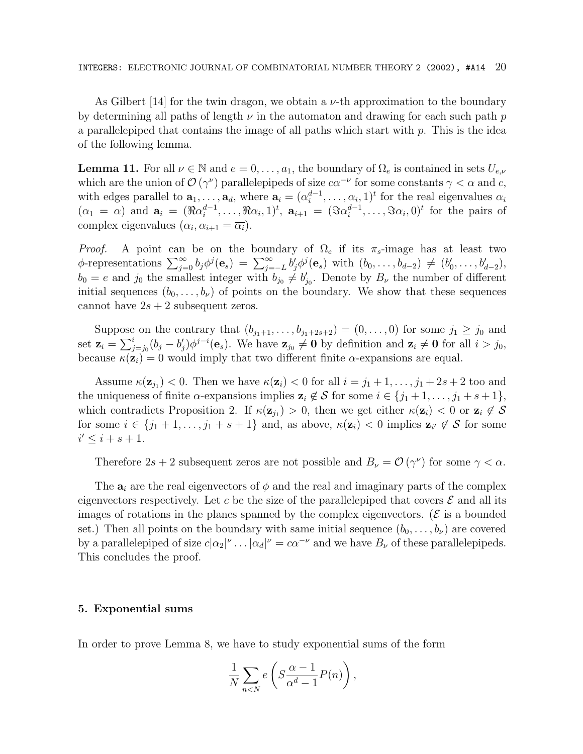As Gilbert [14] for the twin dragon, we obtain a $\nu$-th approximation to the boundary by determining all paths of length $\nu$ in the automaton and drawing for each such path $p$ a parallelepiped that contains the image of all paths which start with $p$. This is the idea of the following lemma.

**Lemma 11.** *For all $\nu \in \mathbb{N}$ and $e = 0, \ldots, a_1$, the boundary of $\Omega_e$ is contained in sets $U_{e,\nu}$ which are the union of $\mathcal{O}(\gamma^\nu)$ parallelepipeds of size $c\alpha^{-\nu}$ for some constants $\gamma < \alpha$ and $c$, with edges parallel to $\mathbf{a}_1, \ldots, \mathbf{a}_d$, where $\mathbf{a}_i = (\alpha_i^{d-1}, \ldots, \alpha_i, 1)^t$ for the real eigenvalues $\alpha_i$ ($\alpha_1 = \alpha$) and $\mathbf{a}_i = (\Re\alpha_i^{d-1}, \ldots, \Re\alpha_i, 1)^t$, $\mathbf{a}_{i+1} = (\Im\alpha_i^{d-1}, \ldots, \Im\alpha_i, 0)^t$ for the pairs of complex eigenvalues ($\alpha_i, \alpha_{i+1} = \overline{\alpha_i}$).*

*Proof.* A point can be on the boundary of $\Omega_e$ if its $\pi_s$-image has at least two $\phi$-representations $\sum_{j=0}^{\infty} b_j \phi^j(\mathbf{e}_s) = \sum_{j=-L}^{\infty} b'_j \phi^j(\mathbf{e}_s)$ with $(b_0, \ldots, b_{d-2}) \neq (b'_0, \ldots, b'_{d-2})$, $b_0 = e$ and $j_0$ the smallest integer with $b_{j_0} \neq b'_{j_0}$. Denote by $B_\nu$ the number of different initial sequences $(b_0, \ldots, b_\nu)$ of points on the boundary. We show that these sequences cannot have $2s+2$ subsequent zeros.

Suppose on the contrary that $(b_{j_1+1}, \ldots, b_{j_1+2s+2}) = (0, \ldots, 0)$ for some $j_1 \geq j_0$ and set $\mathbf{z}_i = \sum_{j=j_0}^{i} (b_j - b'_j)\phi^{j-i}(\mathbf{e}_s)$. We have $\mathbf{z}_{j_0} \neq \mathbf{0}$ by definition and $\mathbf{z}_i \neq \mathbf{0}$ for all $i > j_0$, because $\kappa(\mathbf{z}_i) = 0$ would imply that two different finite $\alpha$-expansions are equal.

Assume $\kappa(\mathbf{z}_{j_1}) < 0$. Then we have $\kappa(\mathbf{z}_i) < 0$ for all $i = j_1+1, \ldots, j_1+2s+2$ too and the uniqueness of finite $\alpha$-expansions implies $\mathbf{z}_i \notin \mathcal{S}$ for some $i \in \{j_1+1, \ldots, j_1+s+1\}$, which contradicts Proposition 2. If $\kappa(\mathbf{z}_{j_1}) > 0$, then we get either $\kappa(\mathbf{z}_i) < 0$ or $\mathbf{z}_i \notin \mathcal{S}$ for some $i \in \{j_1+1, \ldots, j_1+s+1\}$ and, as above, $\kappa(\mathbf{z}_i) < 0$ implies $\mathbf{z}_{i'} \notin \mathcal{S}$ for some $i' \leq i+s+1$.

Therefore $2s+2$ subsequent zeros are not possible and $B_\nu = \mathcal{O}(\gamma^\nu)$ for some $\gamma < \alpha$.

The $\mathbf{a}_i$ are the real eigenvectors of $\phi$ and the real and imaginary parts of the complex eigenvectors respectively. Let $c$ be the size of the parallelepiped that covers $\mathcal{E}$ and all its images of rotations in the planes spanned by the complex eigenvectors. ($\mathcal{E}$ is a bounded set.) Then all points on the boundary with same initial sequence $(b_0, \ldots, b_\nu)$ are covered by a parallelepiped of size $c|\alpha_2|^\nu \ldots |\alpha_d|^\nu = c\alpha^{-\nu}$ and we have $B_\nu$ of these parallelepipeds. This concludes the proof.

## 5. Exponential sums

In order to prove Lemma 8, we have to study exponential sums of the form

$$\frac{1}{N} \sum_{n<N} e\left( S \frac{\alpha - 1}{\alpha^d - 1} P(n) \right),$$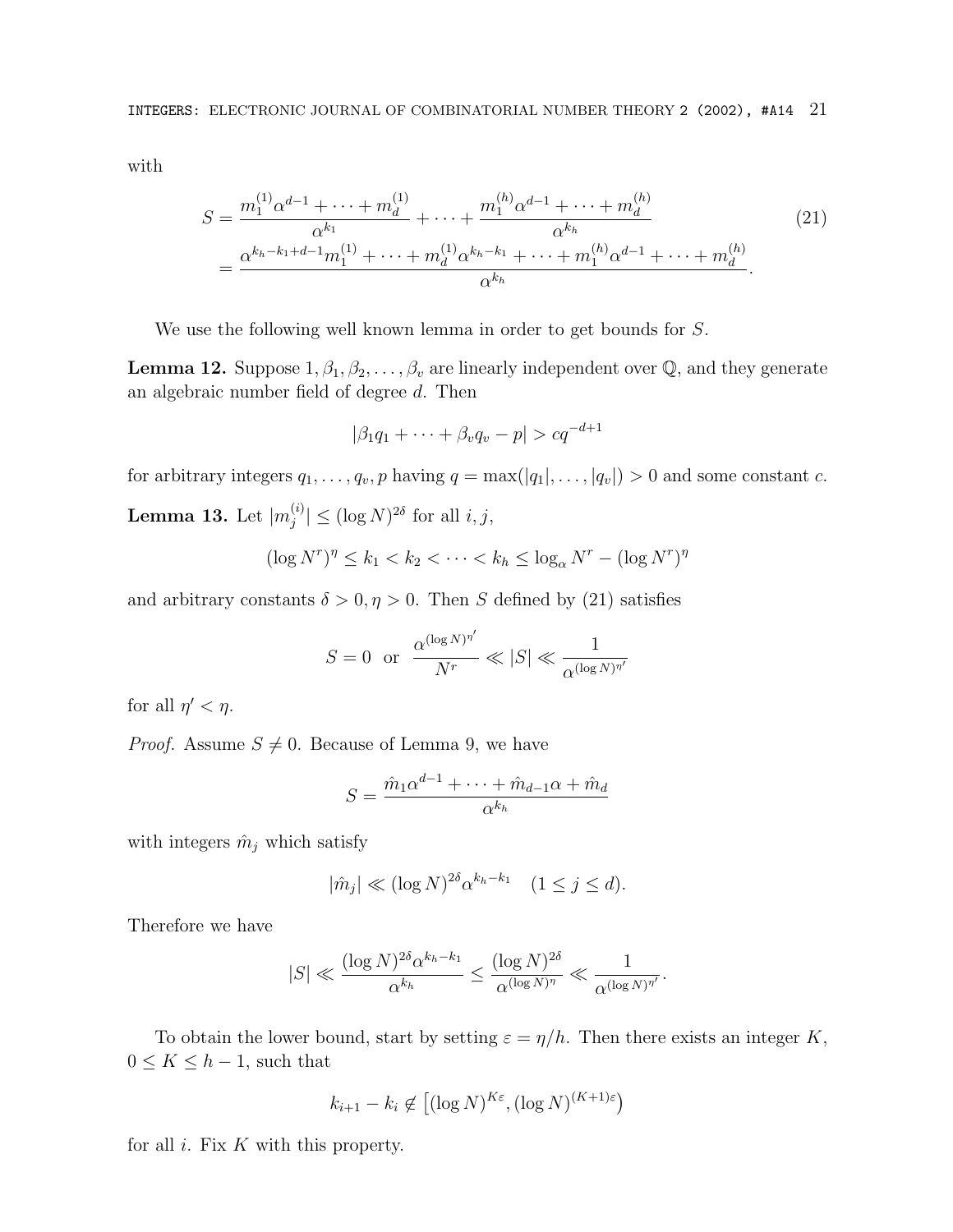with

$$
\begin{aligned}
S &= \frac{m_1^{(1)}\alpha^{d-1} + \cdots + m_d^{(1)}}{\alpha^{k_1}} + \cdots + \frac{m_1^{(h)}\alpha^{d-1} + \cdots + m_d^{(h)}}{\alpha^{k_h}} \\
&= \frac{\alpha^{k_h - k_1 + d - 1} m_1^{(1)} + \cdots + m_d^{(1)}\alpha^{k_h - k_1} + \cdots + m_1^{(h)}\alpha^{d-1} + \cdots + m_d^{(h)}}{\alpha^{k_h}}.
\end{aligned}
\tag{21}
$$

We use the following well known lemma in order to get bounds for $S$.

**Lemma 12.** Suppose $1, \beta_1, \beta_2, \ldots, \beta_v$ are linearly independent over $\mathbb{Q}$, and they generate an algebraic number field of degree $d$. Then

$$
|\beta_1 q_1 + \cdots + \beta_v q_v - p| > c q^{-d+1}
$$

for arbitrary integers $q_1, \ldots, q_v, p$ having $q = \max(|q_1|, \ldots, |q_v|) > 0$ and some constant $c$.

**Lemma 13.** Let $|m_j^{(i)}| \le (\log N)^{2\delta}$ for all $i, j$,

$$
(\log N^r)^\eta \le k_1 < k_2 < \cdots < k_h \le \log_\alpha N^r - (\log N^r)^\eta
$$

and arbitrary constants $\delta > 0, \eta > 0$. Then $S$ defined by (21) satisfies

$$
S = 0 \quad \text{or} \quad \frac{\alpha^{(\log N)^{\eta'}}}{N^r} \ll |S| \ll \frac{1}{\alpha^{(\log N)^{\eta'}}}
$$

for all $\eta' < \eta$.

*Proof.* Assume $S \ne 0$. Because of Lemma 9, we have

$$
S = \frac{\hat{m}_1 \alpha^{d-1} + \cdots + \hat{m}_{d-1}\alpha + \hat{m}_d}{\alpha^{k_h}}
$$

with integers $\hat{m}_j$ which satisfy

$$
|\hat{m}_j| \ll (\log N)^{2\delta} \alpha^{k_h - k_1} \quad (1 \le j \le d).
$$

Therefore we have

$$
|S| \ll \frac{(\log N)^{2\delta} \alpha^{k_h - k_1}}{\alpha^{k_h}} \le \frac{(\log N)^{2\delta}}{\alpha^{(\log N)^\eta}} \ll \frac{1}{\alpha^{(\log N)^{\eta'}}}.
$$

To obtain the lower bound, start by setting $\varepsilon = \eta/h$. Then there exists an integer $K$, $0 \le K \le h-1$, such that

$$
k_{i+1} - k_i \notin \left[(\log N)^{K\varepsilon}, (\log N)^{(K+1)\varepsilon}\right)
$$

for all $i$. Fix $K$ with this property.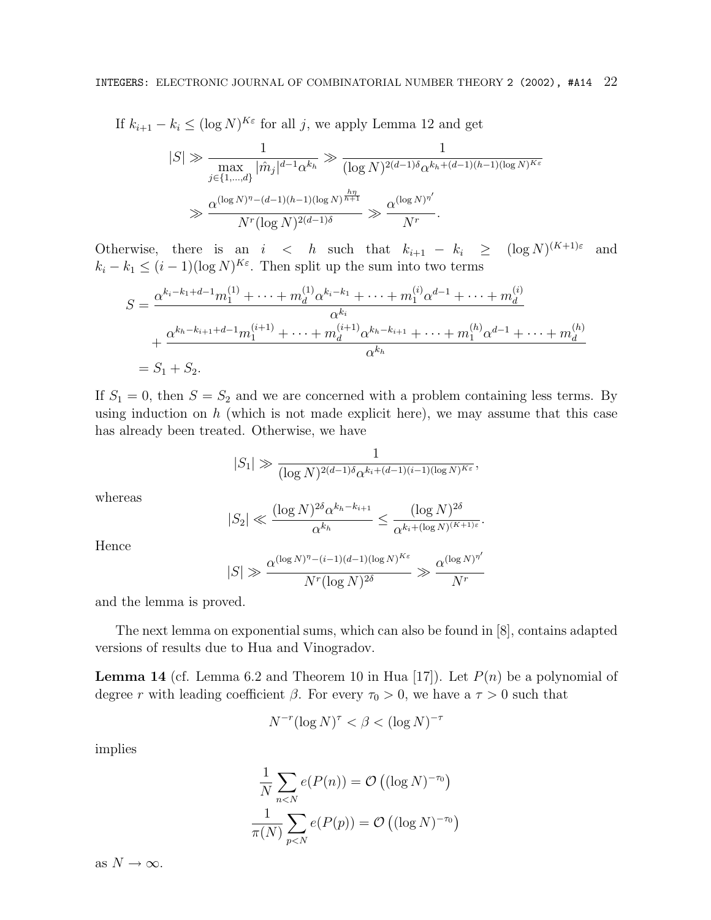If $k_{i+1} - k_i \le (\log N)^{K\varepsilon}$ for all $j$, we apply Lemma 12 and get

$$|S| \gg \frac{1}{\max\limits_{j\in\{1,\dots,d\}} |\hat{m}_j|^{d-1}\alpha^{k_h}} \gg \frac{1}{(\log N)^{2(d-1)\delta}\alpha^{k_h+(d-1)(h-1)(\log N)^{K\varepsilon}}}$$

$$\gg \frac{\alpha^{(\log N)^{\eta}-(d-1)(h-1)(\log N)^{\frac{h\eta}{h+1}}}}{N^r(\log N)^{2(d-1)\delta}} \gg \frac{\alpha^{(\log N)^{\eta'}}}{N^r}.$$

Otherwise, there is an $i < h$ such that $k_{i+1} - k_i \ge (\log N)^{(K+1)\varepsilon}$ and $k_i - k_1 \le (i-1)(\log N)^{K\varepsilon}$. Then split up the sum into two terms

$$\begin{aligned}
S &= \frac{\alpha^{k_i-k_1+d-1}m_1^{(1)} + \cdots + m_d^{(1)}\alpha^{k_i-k_1} + \cdots + m_1^{(i)}\alpha^{d-1} + \cdots + m_d^{(i)}}{\alpha^{k_i}} \\
&\quad + \frac{\alpha^{k_h-k_{i+1}+d-1}m_1^{(i+1)} + \cdots + m_d^{(i+1)}\alpha^{k_h-k_{i+1}} + \cdots + m_1^{(h)}\alpha^{d-1} + \cdots + m_d^{(h)}}{\alpha^{k_h}} \\
&= S_1 + S_2.
\end{aligned}$$

If $S_1 = 0$, then $S = S_2$ and we are concerned with a problem containing less terms. By using induction on $h$ (which is not made explicit here), we may assume that this case has already been treated. Otherwise, we have

$$|S_1| \gg \frac{1}{(\log N)^{2(d-1)\delta}\alpha^{k_i+(d-1)(i-1)(\log N)^{K\varepsilon}}},$$

whereas

$$|S_2| \ll \frac{(\log N)^{2\delta}\alpha^{k_h-k_{i+1}}}{\alpha^{k_h}} \le \frac{(\log N)^{2\delta}}{\alpha^{k_i+(\log N)^{(K+1)\varepsilon}}}.$$

Hence

$$|S| \gg \frac{\alpha^{(\log N)^{\eta}-(i-1)(d-1)(\log N)^{K\varepsilon}}}{N^r(\log N)^{2\delta}} \gg \frac{\alpha^{(\log N)^{\eta'}}}{N^r}$$

and the lemma is proved.

The next lemma on exponential sums, which can also be found in [8], contains adapted versions of results due to Hua and Vinogradov.

**Lemma 14** (cf. Lemma 6.2 and Theorem 10 in Hua [17]). Let $P(n)$ be a polynomial of degree $r$ with leading coefficient $\beta$. For every $\tau_0 > 0$, we have a $\tau > 0$ such that

$$N^{-r}(\log N)^{\tau} < \beta < (\log N)^{-\tau}$$

implies

$$\frac{1}{N}\sum_{n<N} e(P(n)) = \mathcal{O}\left((\log N)^{-\tau_0}\right)$$

$$\frac{1}{\pi(N)}\sum_{p<N} e(P(p)) = \mathcal{O}\left((\log N)^{-\tau_0}\right)$$

as $N \to \infty$.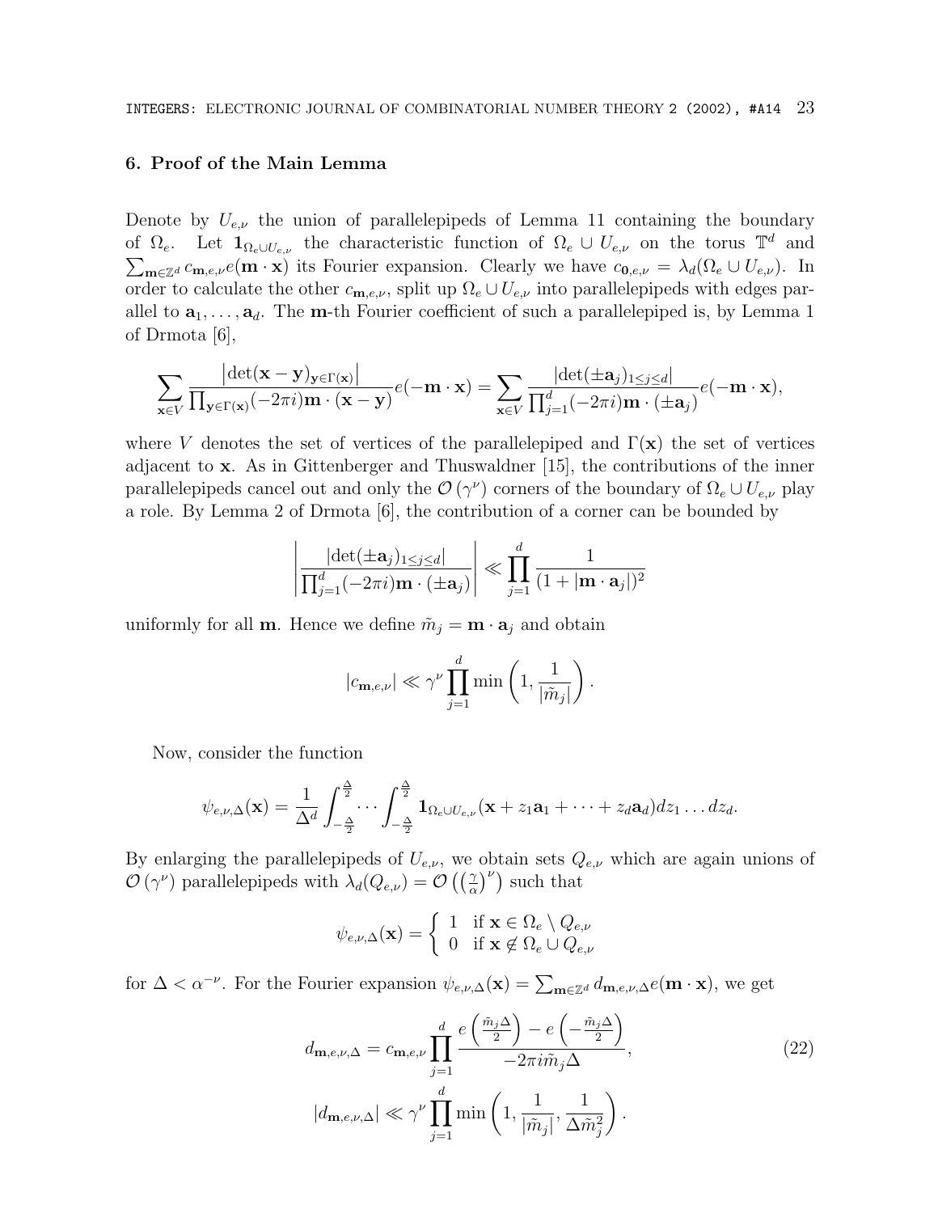## 6. Proof of the Main Lemma

Denote by $U_{e,\nu}$ the union of parallelepipeds of Lemma 11 containing the boundary of $\Omega_e$. Let $\mathbf{1}_{\Omega_e \cup U_{e,\nu}}$ the characteristic function of $\Omega_e \cup U_{e,\nu}$ on the torus $\mathbb{T}^d$ and $\sum_{\mathbf{m}\in\mathbb{Z}^d} c_{\mathbf{m},e,\nu} e(\mathbf{m}\cdot\mathbf{x})$ its Fourier expansion. Clearly we have $c_{\mathbf{0},e,\nu} = \lambda_d(\Omega_e \cup U_{e,\nu})$. In order to calculate the other $c_{\mathbf{m},e,\nu}$, split up $\Omega_e \cup U_{e,\nu}$ into parallelepipeds with edges parallel to $\mathbf{a}_1, \ldots, \mathbf{a}_d$. The $\mathbf{m}$-th Fourier coefficient of such a parallelepiped is, by Lemma 1 of Drmota [6],

$$\sum_{\mathbf{x}\in V} \frac{\left|\det(\mathbf{x}-\mathbf{y})_{\mathbf{y}\in\Gamma(\mathbf{x})}\right|}{\prod_{\mathbf{y}\in\Gamma(\mathbf{x})}(-2\pi i)\mathbf{m}\cdot(\mathbf{x}-\mathbf{y})} e(-\mathbf{m}\cdot\mathbf{x}) = \sum_{\mathbf{x}\in V} \frac{\left|\det(\pm\mathbf{a}_j)_{1\le j\le d}\right|}{\prod_{j=1}^d (-2\pi i)\mathbf{m}\cdot(\pm\mathbf{a}_j)} e(-\mathbf{m}\cdot\mathbf{x}),$$

where $V$ denotes the set of vertices of the parallelepiped and $\Gamma(\mathbf{x})$ the set of vertices adjacent to $\mathbf{x}$. As in Gittenberger and Thuswaldner [15], the contributions of the inner parallelepipeds cancel out and only the $\mathcal{O}(\gamma^\nu)$ corners of the boundary of $\Omega_e \cup U_{e,\nu}$ play a role. By Lemma 2 of Drmota [6], the contribution of a corner can be bounded by

$$\left|\frac{\left|\det(\pm\mathbf{a}_j)_{1\le j\le d}\right|}{\prod_{j=1}^d (-2\pi i)\mathbf{m}\cdot(\pm\mathbf{a}_j)}\right| \ll \prod_{j=1}^d \frac{1}{(1+|\mathbf{m}\cdot\mathbf{a}_j|)^2}$$

uniformly for all $\mathbf{m}$. Hence we define $\tilde{m}_j = \mathbf{m}\cdot\mathbf{a}_j$ and obtain

$$|c_{\mathbf{m},e,\nu}| \ll \gamma^\nu \prod_{j=1}^d \min\left(1, \frac{1}{|\tilde{m}_j|}\right).$$

Now, consider the function

$$\psi_{e,\nu,\Delta}(\mathbf{x}) = \frac{1}{\Delta^d} \int_{-\frac{\Delta}{2}}^{\frac{\Delta}{2}} \cdots \int_{-\frac{\Delta}{2}}^{\frac{\Delta}{2}} \mathbf{1}_{\Omega_e \cup U_{e,\nu}}(\mathbf{x} + z_1\mathbf{a}_1 + \cdots + z_d\mathbf{a}_d) dz_1 \ldots dz_d.$$

By enlarging the parallelepipeds of $U_{e,\nu}$, we obtain sets $Q_{e,\nu}$ which are again unions of $\mathcal{O}(\gamma^\nu)$ parallelepipeds with $\lambda_d(Q_{e,\nu}) = \mathcal{O}\left(\left(\frac{\gamma}{\alpha}\right)^\nu\right)$ such that

$$\psi_{e,\nu,\Delta}(\mathbf{x}) = \begin{cases} 1 & \text{if } \mathbf{x} \in \Omega_e \setminus Q_{e,\nu} \\ 0 & \text{if } \mathbf{x} \notin \Omega_e \cup Q_{e,\nu} \end{cases}$$

for $\Delta < \alpha^{-\nu}$. For the Fourier expansion $\psi_{e,\nu,\Delta}(\mathbf{x}) = \sum_{\mathbf{m}\in\mathbb{Z}^d} d_{\mathbf{m},e,\nu,\Delta} e(\mathbf{m}\cdot\mathbf{x})$, we get

$$d_{\mathbf{m},e,\nu,\Delta} = c_{\mathbf{m},e,\nu} \prod_{j=1}^d \frac{e\left(\frac{\tilde{m}_j\Delta}{2}\right) - e\left(-\frac{\tilde{m}_j\Delta}{2}\right)}{-2\pi i \tilde{m}_j \Delta}, \tag{22}$$

$$|d_{\mathbf{m},e,\nu,\Delta}| \ll \gamma^\nu \prod_{j=1}^d \min\left(1, \frac{1}{|\tilde{m}_j|}, \frac{1}{\Delta \tilde{m}_j^2}\right).$$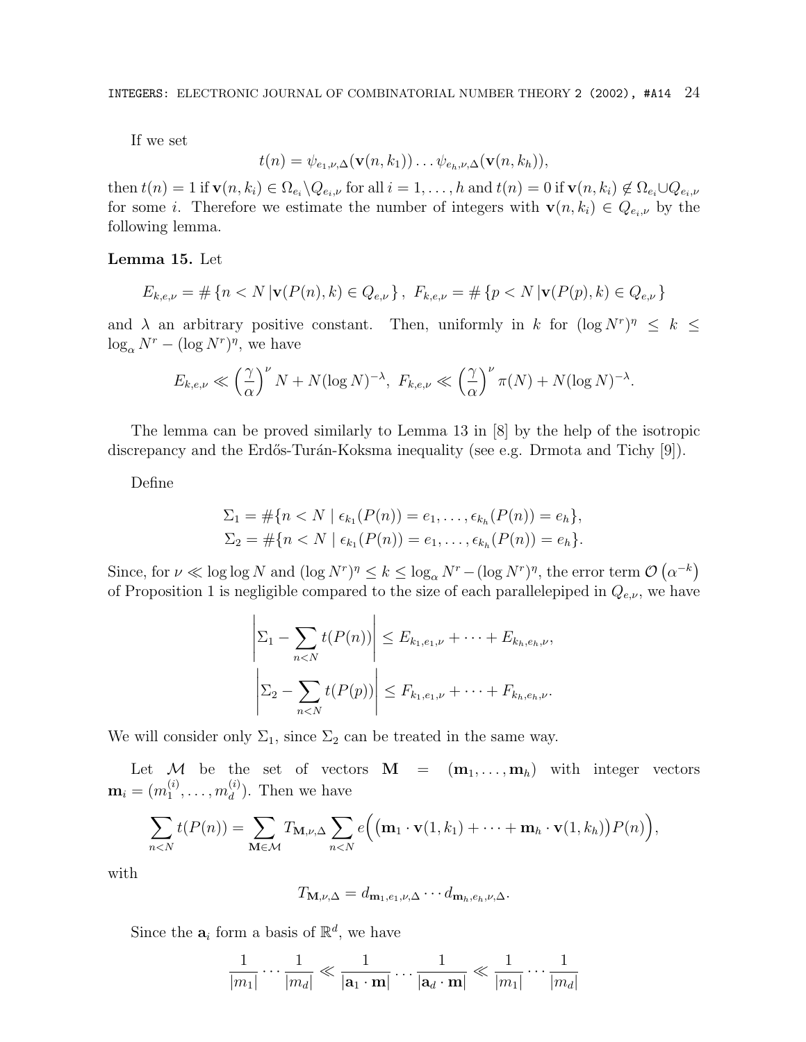If we set

$$t(n) = \psi_{e_1,\nu,\Delta}(\mathbf{v}(n,k_1)) \dots \psi_{e_h,\nu,\Delta}(\mathbf{v}(n,k_h)),$$

then $t(n) = 1$ if $\mathbf{v}(n,k_i) \in \Omega_{e_i} \backslash Q_{e_i,\nu}$ for all $i = 1,\dots,h$ and $t(n) = 0$ if $\mathbf{v}(n,k_i) \notin \Omega_{e_i} \cup Q_{e_i,\nu}$ for some $i$. Therefore we estimate the number of integers with $\mathbf{v}(n,k_i) \in Q_{e_i,\nu}$ by the following lemma.

**Lemma 15.** Let

$$E_{k,e,\nu} = \#\left\{ n < N \,|\, \mathbf{v}(P(n),k) \in Q_{e,\nu} \right\}, \; F_{k,e,\nu} = \#\left\{ p < N \,|\, \mathbf{v}(P(p),k) \in Q_{e,\nu} \right\}$$

and $\lambda$ an arbitrary positive constant. Then, uniformly in $k$ for $(\log N^r)^\eta \le k \le \log_\alpha N^r - (\log N^r)^\eta$, we have

$$E_{k,e,\nu} \ll \left(\frac{\gamma}{\alpha}\right)^\nu N + N(\log N)^{-\lambda}, \; F_{k,e,\nu} \ll \left(\frac{\gamma}{\alpha}\right)^\nu \pi(N) + N(\log N)^{-\lambda}.$$

The lemma can be proved similarly to Lemma 13 in [8] by the help of the isotropic discrepancy and the Erdős-Turán-Koksma inequality (see e.g. Drmota and Tichy [9]).

Define

$$\Sigma_1 = \#\{n < N \mid \epsilon_{k_1}(P(n)) = e_1, \dots, \epsilon_{k_h}(P(n)) = e_h\},$$
$$\Sigma_2 = \#\{n < N \mid \epsilon_{k_1}(P(n)) = e_1, \dots, \epsilon_{k_h}(P(n)) = e_h\}.$$

Since, for $\nu \ll \log\log N$ and $(\log N^r)^\eta \le k \le \log_\alpha N^r - (\log N^r)^\eta$, the error term $\mathcal{O}\left(\alpha^{-k}\right)$ of Proposition 1 is negligible compared to the size of each parallelepiped in $Q_{e,\nu}$, we have

$$\left| \Sigma_1 - \sum_{n<N} t(P(n)) \right| \le E_{k_1,e_1,\nu} + \dots + E_{k_h,e_h,\nu},$$

$$\left| \Sigma_2 - \sum_{n<N} t(P(p)) \right| \le F_{k_1,e_1,\nu} + \dots + F_{k_h,e_h,\nu}.$$

We will consider only $\Sigma_1$, since $\Sigma_2$ can be treated in the same way.

Let $\mathcal{M}$ be the set of vectors $\mathbf{M} = (\mathbf{m}_1,\dots,\mathbf{m}_h)$ with integer vectors $\mathbf{m}_i = (m_1^{(i)},\dots,m_d^{(i)})$. Then we have

$$\sum_{n<N} t(P(n)) = \sum_{\mathbf{M}\in\mathcal{M}} T_{\mathbf{M},\nu,\Delta} \sum_{n<N} e\Big(\big(\mathbf{m}_1 \cdot \mathbf{v}(1,k_1) + \dots + \mathbf{m}_h \cdot \mathbf{v}(1,k_h)\big)P(n)\Big),$$

with

$$T_{\mathbf{M},\nu,\Delta} = d_{\mathbf{m}_1,e_1,\nu,\Delta} \cdots d_{\mathbf{m}_h,e_h,\nu,\Delta}.$$

Since the $\mathbf{a}_i$ form a basis of $\mathbb{R}^d$, we have

$$\frac{1}{|m_1|} \cdots \frac{1}{|m_d|} \ll \frac{1}{|\mathbf{a}_1 \cdot \mathbf{m}|} \cdots \frac{1}{|\mathbf{a}_d \cdot \mathbf{m}|} \ll \frac{1}{|m_1|} \cdots \frac{1}{|m_d|}$$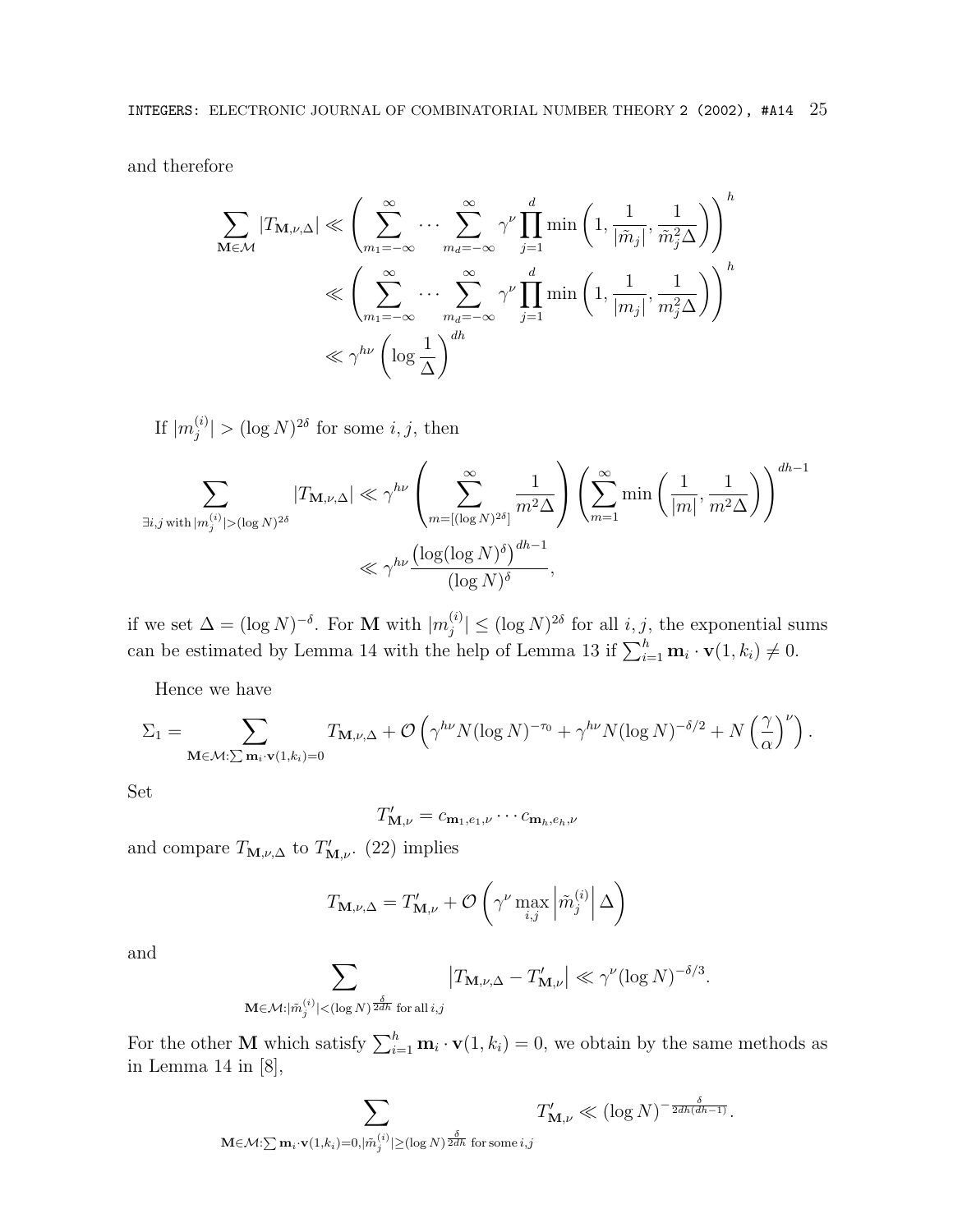and therefore

$$
\begin{aligned}
\sum_{\mathbf{M}\in\mathcal{M}} |T_{\mathbf{M},\nu,\Delta}| &\ll \left( \sum_{m_1=-\infty}^{\infty} \cdots \sum_{m_d=-\infty}^{\infty} \gamma^\nu \prod_{j=1}^{d} \min\left(1, \frac{1}{|\tilde{m}_j|}, \frac{1}{\tilde{m}_j^2 \Delta}\right)\right)^h \\
&\ll \left( \sum_{m_1=-\infty}^{\infty} \cdots \sum_{m_d=-\infty}^{\infty} \gamma^\nu \prod_{j=1}^{d} \min\left(1, \frac{1}{|m_j|}, \frac{1}{m_j^2 \Delta}\right)\right)^h \\
&\ll \gamma^{h\nu} \left(\log \frac{1}{\Delta}\right)^{dh}
\end{aligned}
$$

If $|m_j^{(i)}| > (\log N)^{2\delta}$ for some $i, j$, then

$$
\begin{aligned}
\sum_{\exists i,j \text{ with } |m_j^{(i)}| > (\log N)^{2\delta}} |T_{\mathbf{M},\nu,\Delta}| &\ll \gamma^{h\nu} \left( \sum_{m=[(\log N)^{2\delta}]}^{\infty} \frac{1}{m^2 \Delta}\right) \left( \sum_{m=1}^{\infty} \min\left(\frac{1}{|m|}, \frac{1}{m^2\Delta}\right)\right)^{dh-1} \\
&\ll \gamma^{h\nu} \frac{\left(\log (\log N)^\delta\right)^{dh-1}}{(\log N)^\delta},
\end{aligned}
$$

if we set $\Delta = (\log N)^{-\delta}$. For $\mathbf{M}$ with $|m_j^{(i)}| \le (\log N)^{2\delta}$ for all $i, j$, the exponential sums can be estimated by Lemma 14 with the help of Lemma 13 if $\sum_{i=1}^h \mathbf{m}_i \cdot \mathbf{v}(1, k_i) \neq 0$.

Hence we have

$$
\Sigma_1 = \sum_{\mathbf{M}\in\mathcal{M} : \sum \mathbf{m}_i \cdot \mathbf{v}(1,k_i) = 0} T_{\mathbf{M},\nu,\Delta} + \mathcal{O}\left( \gamma^{h\nu} N (\log N)^{-\tau_0} + \gamma^{h\nu} N (\log N)^{-\delta/2} + N \left(\frac{\gamma}{\alpha}\right)^\nu \right).
$$

Set

$$
T'_{\mathbf{M},\nu} = c_{\mathbf{m}_1, e_1, \nu} \cdots c_{\mathbf{m}_h, e_h, \nu}
$$

and compare $T_{\mathbf{M},\nu,\Delta}$ to $T'_{\mathbf{M},\nu}$. (22) implies

$$
T_{\mathbf{M},\nu,\Delta} = T'_{\mathbf{M},\nu} + \mathcal{O}\left( \gamma^\nu \max_{i,j} \left|\tilde{m}_j^{(i)}\right| \Delta \right)
$$

and

$$
\sum_{\mathbf{M}\in\mathcal{M} : |\tilde{m}_j^{(i)}| < (\log N)^{\frac{\delta}{2dh}} \text{ for all } i,j} \left| T_{\mathbf{M},\nu,\Delta} - T'_{\mathbf{M},\nu} \right| \ll \gamma^\nu (\log N)^{-\delta/3}.
$$

For the other $\mathbf{M}$ which satisfy $\sum_{i=1}^h \mathbf{m}_i \cdot \mathbf{v}(1, k_i) = 0$, we obtain by the same methods as in Lemma 14 in [8],

$$
\sum_{\mathbf{M}\in\mathcal{M} : \sum \mathbf{m}_i \cdot \mathbf{v}(1,k_i) = 0, |\tilde{m}_j^{(i)}| \ge (\log N)^{\frac{\delta}{2dh}} \text{ for some } i,j} T'_{\mathbf{M},\nu} \ll (\log N)^{-\frac{\delta}{2dh(dh-1)}}.
$$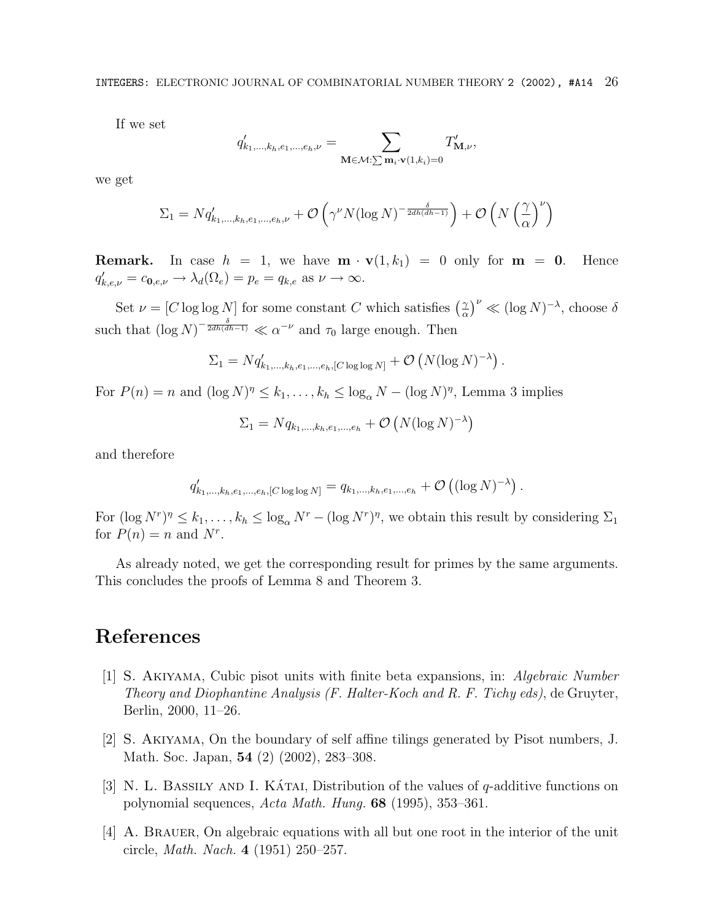If we set

$$q'_{k_1,\ldots,k_h,e_1,\ldots,e_h,\nu} = \sum_{\mathbf{M}\in\mathcal{M}:\sum \mathbf{m}_i\cdot\mathbf{v}(1,k_i)=0} T'_{\mathbf{M},\nu},$$

we get

$$\Sigma_1 = Nq'_{k_1,\ldots,k_h,e_1,\ldots,e_h,\nu} + \mathcal{O}\left(\gamma^\nu N(\log N)^{-\frac{\delta}{2dh(dh-1)}}\right) + \mathcal{O}\left(N\left(\frac{\gamma}{\alpha}\right)^\nu\right)$$

**Remark.** In case $h = 1$, we have $\mathbf{m}\cdot\mathbf{v}(1,k_1) = 0$ only for $\mathbf{m} = \mathbf{0}$. Hence $q'_{k,e,\nu} = c_{\mathbf{0},e,\nu} \to \lambda_d(\Omega_e) = p_e = q_{k,e}$ as $\nu\to\infty$.

Set $\nu = [C\log\log N]$ for some constant $C$ which satisfies $\left(\frac{\gamma}{\alpha}\right)^\nu \ll (\log N)^{-\lambda}$, choose $\delta$ such that $(\log N)^{-\frac{\delta}{2dh(dh-1)}} \ll \alpha^{-\nu}$ and $\tau_0$ large enough. Then

$$\Sigma_1 = Nq'_{k_1,\ldots,k_h,e_1,\ldots,e_h,[C\log\log N]} + \mathcal{O}\left(N(\log N)^{-\lambda}\right).$$

For $P(n) = n$ and $(\log N)^\eta \le k_1,\ldots,k_h \le \log_\alpha N - (\log N)^\eta$, Lemma 3 implies

$$\Sigma_1 = Nq_{k_1,\ldots,k_h,e_1,\ldots,e_h} + \mathcal{O}\left(N(\log N)^{-\lambda}\right)$$

and therefore

$$q'_{k_1,\ldots,k_h,e_1,\ldots,e_h,[C\log\log N]} = q_{k_1,\ldots,k_h,e_1,\ldots,e_h} + \mathcal{O}\left((\log N)^{-\lambda}\right).$$

For $(\log N^r)^\eta \le k_1,\ldots,k_h \le \log_\alpha N^r - (\log N^r)^\eta$, we obtain this result by considering $\Sigma_1$ for $P(n) = n$ and $N^r$.

As already noted, we get the corresponding result for primes by the same arguments. This concludes the proofs of Lemma 8 and Theorem 3.

# References

[1] S. Akiyama, Cubic pisot units with finite beta expansions, in: *Algebraic Number Theory and Diophantine Analysis (F. Halter-Koch and R. F. Tichy eds)*, de Gruyter, Berlin, 2000, 11–26.

[2] S. Akiyama, On the boundary of self affine tilings generated by Pisot numbers, J. Math. Soc. Japan, **54** (2) (2002), 283–308.

[3] N. L. Bassily and I. Kátai, Distribution of the values of $q$-additive functions on polynomial sequences, *Acta Math. Hung.* **68** (1995), 353–361.

[4] A. Brauer, On algebraic equations with all but one root in the interior of the unit circle, *Math. Nach.* **4** (1951) 250–257.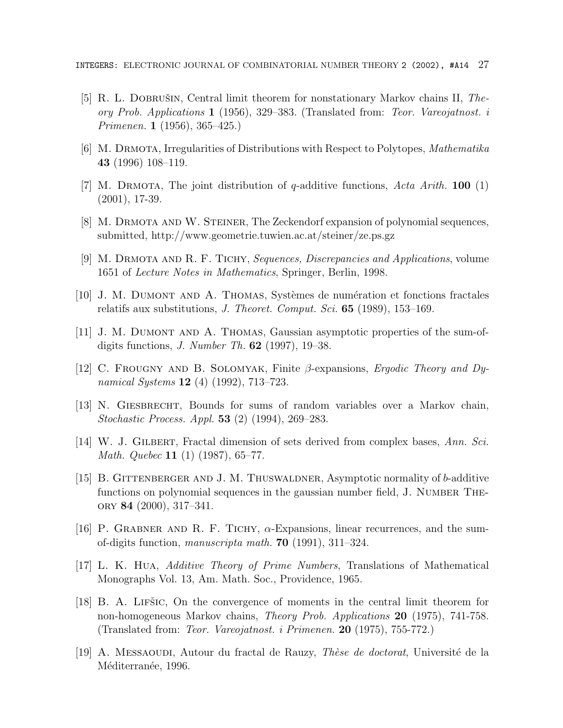[5] R. L. Dobrušin, Central limit theorem for nonstationary Markov chains II, *Theory Prob. Applications* **1** (1956), 329–383. (Translated from: *Teor. Vareojatnost. i Primenen.* **1** (1956), 365–425.)

[6] M. Drmota, Irregularities of Distributions with Respect to Polytopes, *Mathematika* **43** (1996) 108–119.

[7] M. Drmota, The joint distribution of $q$-additive functions, *Acta Arith.* **100** (1) (2001), 17-39.

[8] M. Drmota and W. Steiner, The Zeckendorf expansion of polynomial sequences, submitted, http://www.geometrie.tuwien.ac.at/steiner/ze.ps.gz

[9] M. Drmota and R. F. Tichy, *Sequences, Discrepancies and Applications*, volume 1651 of *Lecture Notes in Mathematics*, Springer, Berlin, 1998.

[10] J. M. Dumont and A. Thomas, Systèmes de numération et fonctions fractales relatifs aux substitutions, *J. Theoret. Comput. Sci.* **65** (1989), 153–169.

[11] J. M. Dumont and A. Thomas, Gaussian asymptotic properties of the sum-of-digits functions, *J. Number Th.* **62** (1997), 19–38.

[12] C. Frougny and B. Solomyak, Finite $\beta$-expansions, *Ergodic Theory and Dynamical Systems* **12** (4) (1992), 713–723.

[13] N. Giesbrecht, Bounds for sums of random variables over a Markov chain, *Stochastic Process. Appl.* **53** (2) (1994), 269–283.

[14] W. J. Gilbert, Fractal dimension of sets derived from complex bases, *Ann. Sci. Math. Quebec* **11** (1) (1987), 65–77.

[15] B. Gittenberger and J. M. Thuswaldner, Asymptotic normality of $b$-additive functions on polynomial sequences in the gaussian number field, J. Number Theory **84** (2000), 317–341.

[16] P. Grabner and R. F. Tichy, $\alpha$-Expansions, linear recurrences, and the sum-of-digits function, *manuscripta math.* **70** (1991), 311–324.

[17] L. K. Hua, *Additive Theory of Prime Numbers*, Translations of Mathematical Monographs Vol. 13, Am. Math. Soc., Providence, 1965.

[18] B. A. Lifšic, On the convergence of moments in the central limit theorem for non-homogeneous Markov chains, *Theory Prob. Applications* **20** (1975), 741-758. (Translated from: *Teor. Vareojatnost. i Primenen.* **20** (1975), 755-772.)

[19] A. Messaoudi, Autour du fractal de Rauzy, *Thèse de doctorat*, Université de la Méditerranée, 1996.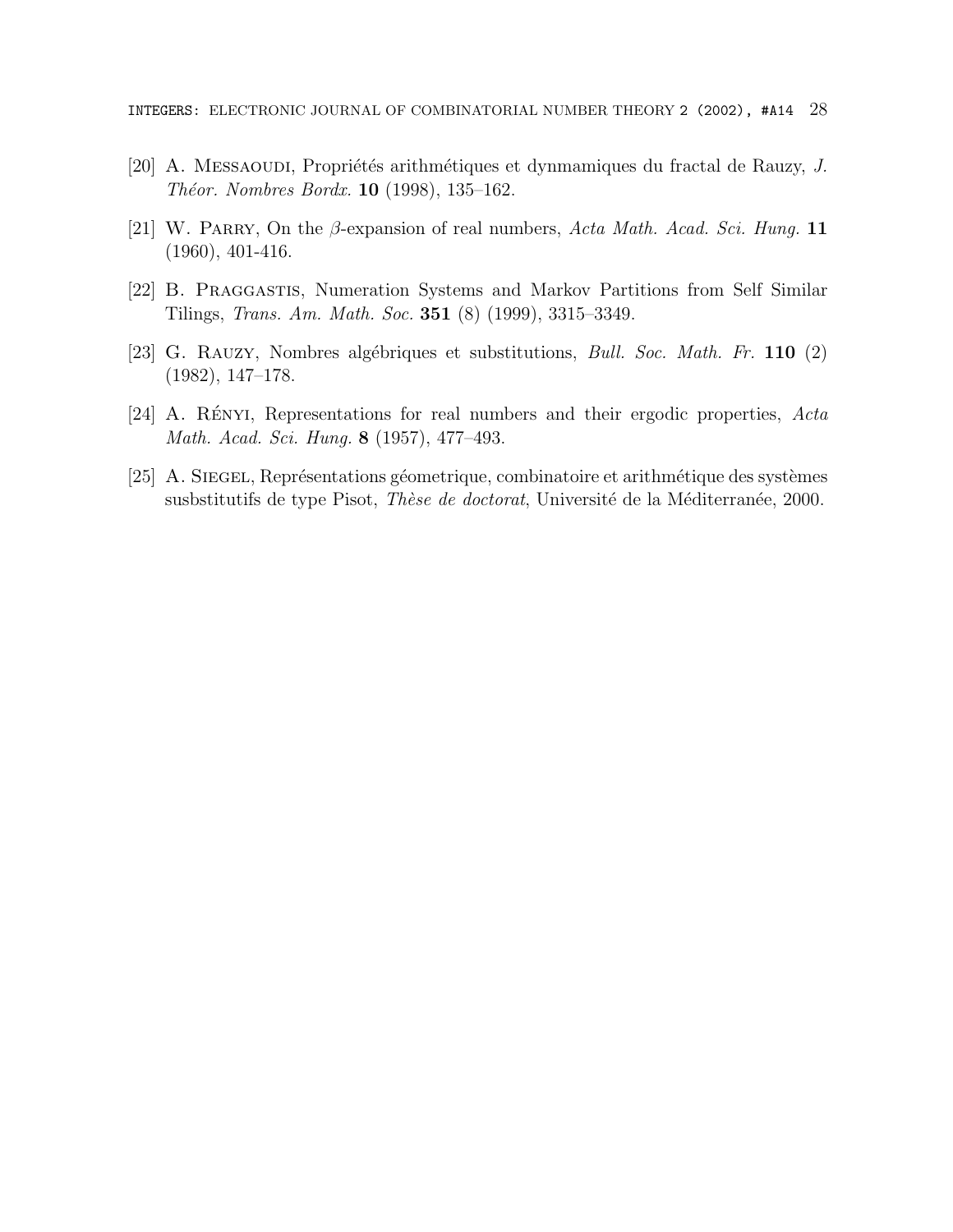[20] A. Messaoudi, Propriétés arithmétiques et dynmamiques du fractal de Rauzy, *J. Théor. Nombres Bordx.* **10** (1998), 135–162.

[21] W. Parry, On the $\beta$-expansion of real numbers, *Acta Math. Acad. Sci. Hung.* **11** (1960), 401-416.

[22] B. Praggastis, Numeration Systems and Markov Partitions from Self Similar Tilings, *Trans. Am. Math. Soc.* **351** (8) (1999), 3315–3349.

[23] G. Rauzy, Nombres algébriques et substitutions, *Bull. Soc. Math. Fr.* **110** (2) (1982), 147–178.

[24] A. Rényi, Representations for real numbers and their ergodic properties, *Acta Math. Acad. Sci. Hung.* **8** (1957), 477–493.

[25] A. Siegel, Représentations géometrique, combinatoire et arithmétique des systèmes susbstitutifs de type Pisot, *Thèse de doctorat*, Université de la Méditerranée, 2000.